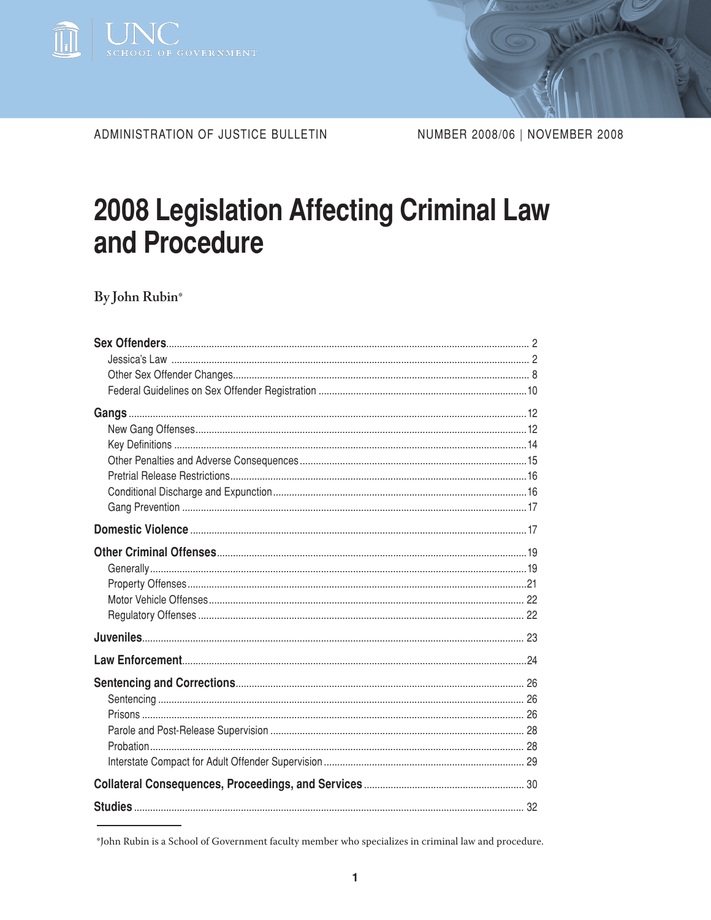UNC SCHOOL OF GOVERNMENT

ADMINISTRATION OF JUSTICE BULLETIN

NUMBER 2008/06 | NOVEMBER 2008

# 2008 Legislation Affecting Criminal Law and Procedure

By John Rubin*

**Sex Offenders** .......... 2
- Jessica's Law .......... 2
- Other Sex Offender Changes .......... 8
- Federal Guidelines on Sex Offender Registration .......... 10

**Gangs** .......... 12
- New Gang Offenses .......... 12
- Key Definitions .......... 14
- Other Penalties and Adverse Consequences .......... 15
- Pretrial Release Restrictions .......... 16
- Conditional Discharge and Expunction .......... 16
- Gang Prevention .......... 17

**Domestic Violence** .......... 17

**Other Criminal Offenses** .......... 19
- Generally .......... 19
- Property Offenses .......... 21
- Motor Vehicle Offenses .......... 22
- Regulatory Offenses .......... 22

**Juveniles** .......... 23

**Law Enforcement** .......... 24

**Sentencing and Corrections** .......... 26
- Sentencing .......... 26
- Prisons .......... 26
- Parole and Post-Release Supervision .......... 28
- Probation .......... 28
- Interstate Compact for Adult Offender Supervision .......... 29

**Collateral Consequences, Proceedings, and Services** .......... 30

**Studies** .......... 32

---

*John Rubin is a School of Government faculty member who specializes in criminal law and procedure.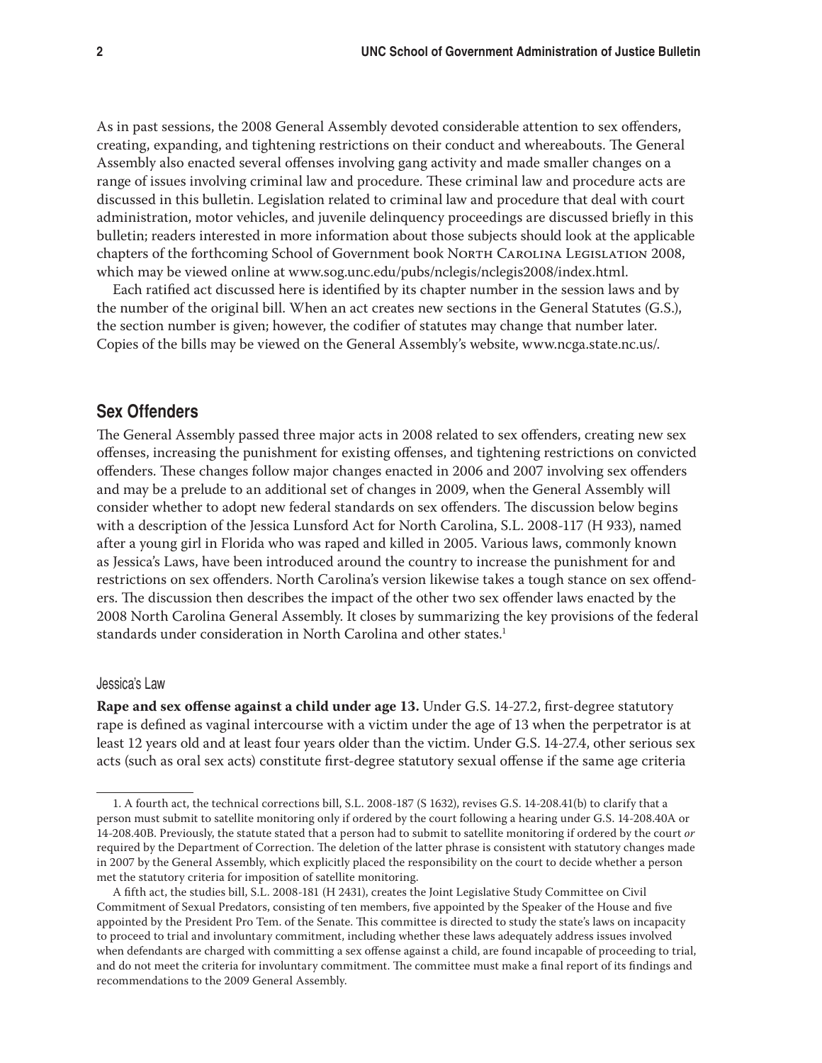As in past sessions, the 2008 General Assembly devoted considerable attention to sex offenders, creating, expanding, and tightening restrictions on their conduct and whereabouts. The General Assembly also enacted several offenses involving gang activity and made smaller changes on a range of issues involving criminal law and procedure. These criminal law and procedure acts are discussed in this bulletin. Legislation related to criminal law and procedure that deal with court administration, motor vehicles, and juvenile delinquency proceedings are discussed briefly in this bulletin; readers interested in more information about those subjects should look at the applicable chapters of the forthcoming School of Government book North Carolina Legislation 2008, which may be viewed online at www.sog.unc.edu/pubs/nclegis/nclegis2008/index.html.

Each ratified act discussed here is identified by its chapter number in the session laws and by the number of the original bill. When an act creates new sections in the General Statutes (G.S.), the section number is given; however, the codifier of statutes may change that number later. Copies of the bills may be viewed on the General Assembly's website, www.ncga.state.nc.us/.

## Sex Offenders

The General Assembly passed three major acts in 2008 related to sex offenders, creating new sex offenses, increasing the punishment for existing offenses, and tightening restrictions on convicted offenders. These changes follow major changes enacted in 2006 and 2007 involving sex offenders and may be a prelude to an additional set of changes in 2009, when the General Assembly will consider whether to adopt new federal standards on sex offenders. The discussion below begins with a description of the Jessica Lunsford Act for North Carolina, S.L. 2008-117 (H 933), named after a young girl in Florida who was raped and killed in 2005. Various laws, commonly known as Jessica's Laws, have been introduced around the country to increase the punishment for and restrictions on sex offenders. North Carolina's version likewise takes a tough stance on sex offenders. The discussion then describes the impact of the other two sex offender laws enacted by the 2008 North Carolina General Assembly. It closes by summarizing the key provisions of the federal standards under consideration in North Carolina and other states.[1]

### Jessica's Law

**Rape and sex offense against a child under age 13.** Under G.S. 14-27.2, first-degree statutory rape is defined as vaginal intercourse with a victim under the age of 13 when the perpetrator is at least 12 years old and at least four years older than the victim. Under G.S. 14-27.4, other serious sex acts (such as oral sex acts) constitute first-degree statutory sexual offense if the same age criteria

---

1. A fourth act, the technical corrections bill, S.L. 2008-187 (S 1632), revises G.S. 14-208.41(b) to clarify that a person must submit to satellite monitoring only if ordered by the court following a hearing under G.S. 14-208.40A or 14-208.40B. Previously, the statute stated that a person had to submit to satellite monitoring if ordered by the court *or* required by the Department of Correction. The deletion of the latter phrase is consistent with statutory changes made in 2007 by the General Assembly, which explicitly placed the responsibility on the court to decide whether a person met the statutory criteria for imposition of satellite monitoring.

A fifth act, the studies bill, S.L. 2008-181 (H 2431), creates the Joint Legislative Study Committee on Civil Commitment of Sexual Predators, consisting of ten members, five appointed by the Speaker of the House and five appointed by the President Pro Tem. of the Senate. This committee is directed to study the state's laws on incapacity to proceed to trial and involuntary commitment, including whether these laws adequately address issues involved when defendants are charged with committing a sex offense against a child, are found incapable of proceeding to trial, and do not meet the criteria for involuntary commitment. The committee must make a final report of its findings and recommendations to the 2009 General Assembly.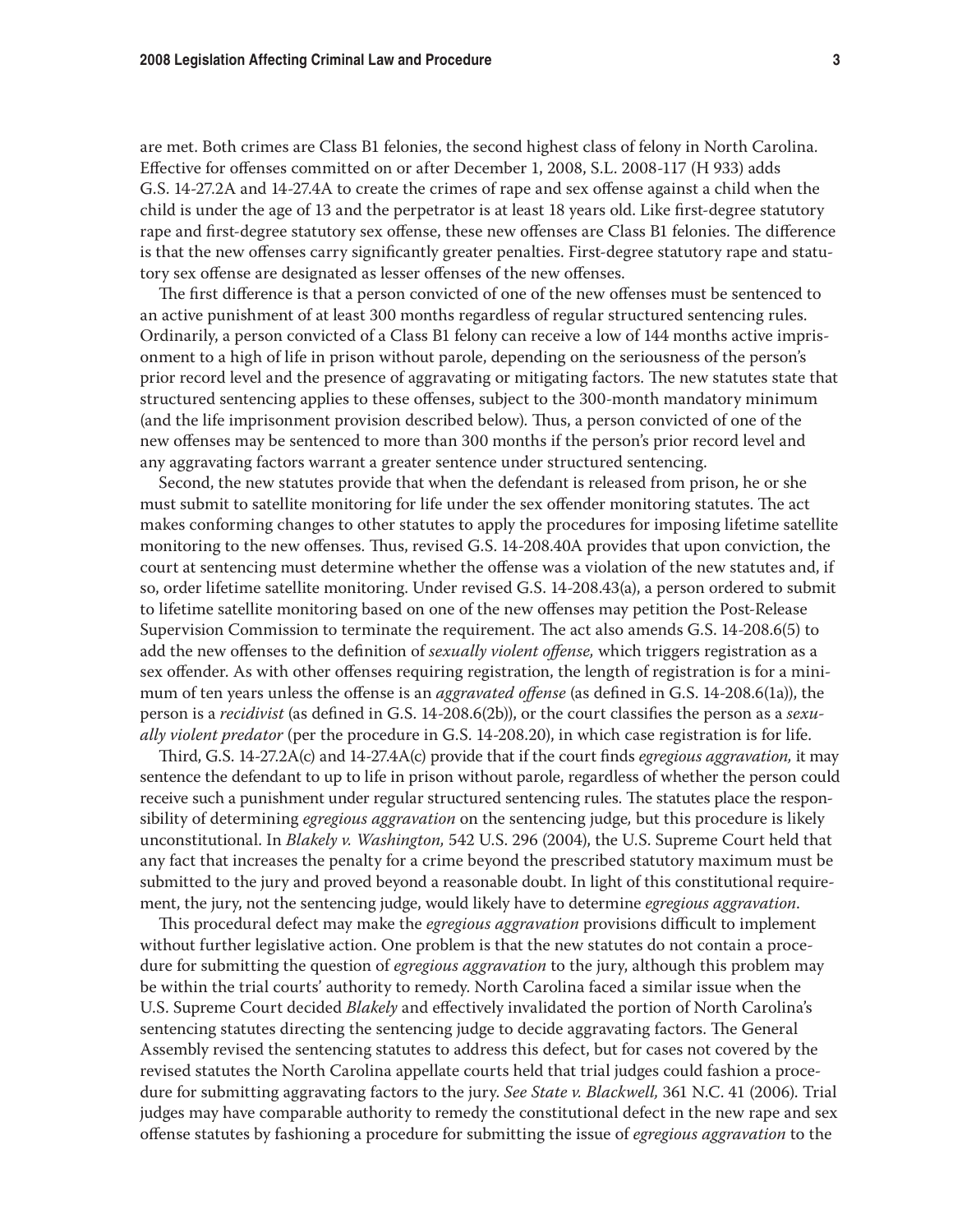are met. Both crimes are Class B1 felonies, the second highest class of felony in North Carolina. Effective for offenses committed on or after December 1, 2008, S.L. 2008-117 (H 933) adds G.S. 14-27.2A and 14-27.4A to create the crimes of rape and sex offense against a child when the child is under the age of 13 and the perpetrator is at least 18 years old. Like first-degree statutory rape and first-degree statutory sex offense, these new offenses are Class B1 felonies. The difference is that the new offenses carry significantly greater penalties. First-degree statutory rape and statutory sex offense are designated as lesser offenses of the new offenses.

The first difference is that a person convicted of one of the new offenses must be sentenced to an active punishment of at least 300 months regardless of regular structured sentencing rules. Ordinarily, a person convicted of a Class B1 felony can receive a low of 144 months active imprisonment to a high of life in prison without parole, depending on the seriousness of the person's prior record level and the presence of aggravating or mitigating factors. The new statutes state that structured sentencing applies to these offenses, subject to the 300-month mandatory minimum (and the life imprisonment provision described below). Thus, a person convicted of one of the new offenses may be sentenced to more than 300 months if the person's prior record level and any aggravating factors warrant a greater sentence under structured sentencing.

Second, the new statutes provide that when the defendant is released from prison, he or she must submit to satellite monitoring for life under the sex offender monitoring statutes. The act makes conforming changes to other statutes to apply the procedures for imposing lifetime satellite monitoring to the new offenses. Thus, revised G.S. 14-208.40A provides that upon conviction, the court at sentencing must determine whether the offense was a violation of the new statutes and, if so, order lifetime satellite monitoring. Under revised G.S. 14-208.43(a), a person ordered to submit to lifetime satellite monitoring based on one of the new offenses may petition the Post-Release Supervision Commission to terminate the requirement. The act also amends G.S. 14-208.6(5) to add the new offenses to the definition of *sexually violent offense,* which triggers registration as a sex offender. As with other offenses requiring registration, the length of registration is for a minimum of ten years unless the offense is an *aggravated offense* (as defined in G.S. 14-208.6(1a)), the person is a *recidivist* (as defined in G.S. 14-208.6(2b)), or the court classifies the person as a *sexually violent predator* (per the procedure in G.S. 14-208.20), in which case registration is for life.

Third, G.S. 14-27.2A(c) and 14-27.4A(c) provide that if the court finds *egregious aggravation,* it may sentence the defendant to up to life in prison without parole, regardless of whether the person could receive such a punishment under regular structured sentencing rules. The statutes place the responsibility of determining *egregious aggravation* on the sentencing judge, but this procedure is likely unconstitutional. In *Blakely v. Washington,* 542 U.S. 296 (2004), the U.S. Supreme Court held that any fact that increases the penalty for a crime beyond the prescribed statutory maximum must be submitted to the jury and proved beyond a reasonable doubt. In light of this constitutional requirement, the jury, not the sentencing judge, would likely have to determine *egregious aggravation*.

This procedural defect may make the *egregious aggravation* provisions difficult to implement without further legislative action. One problem is that the new statutes do not contain a procedure for submitting the question of *egregious aggravation* to the jury, although this problem may be within the trial courts' authority to remedy. North Carolina faced a similar issue when the U.S. Supreme Court decided *Blakely* and effectively invalidated the portion of North Carolina's sentencing statutes directing the sentencing judge to decide aggravating factors. The General Assembly revised the sentencing statutes to address this defect, but for cases not covered by the revised statutes the North Carolina appellate courts held that trial judges could fashion a procedure for submitting aggravating factors to the jury. *See State v. Blackwell,* 361 N.C. 41 (2006). Trial judges may have comparable authority to remedy the constitutional defect in the new rape and sex offense statutes by fashioning a procedure for submitting the issue of *egregious aggravation* to the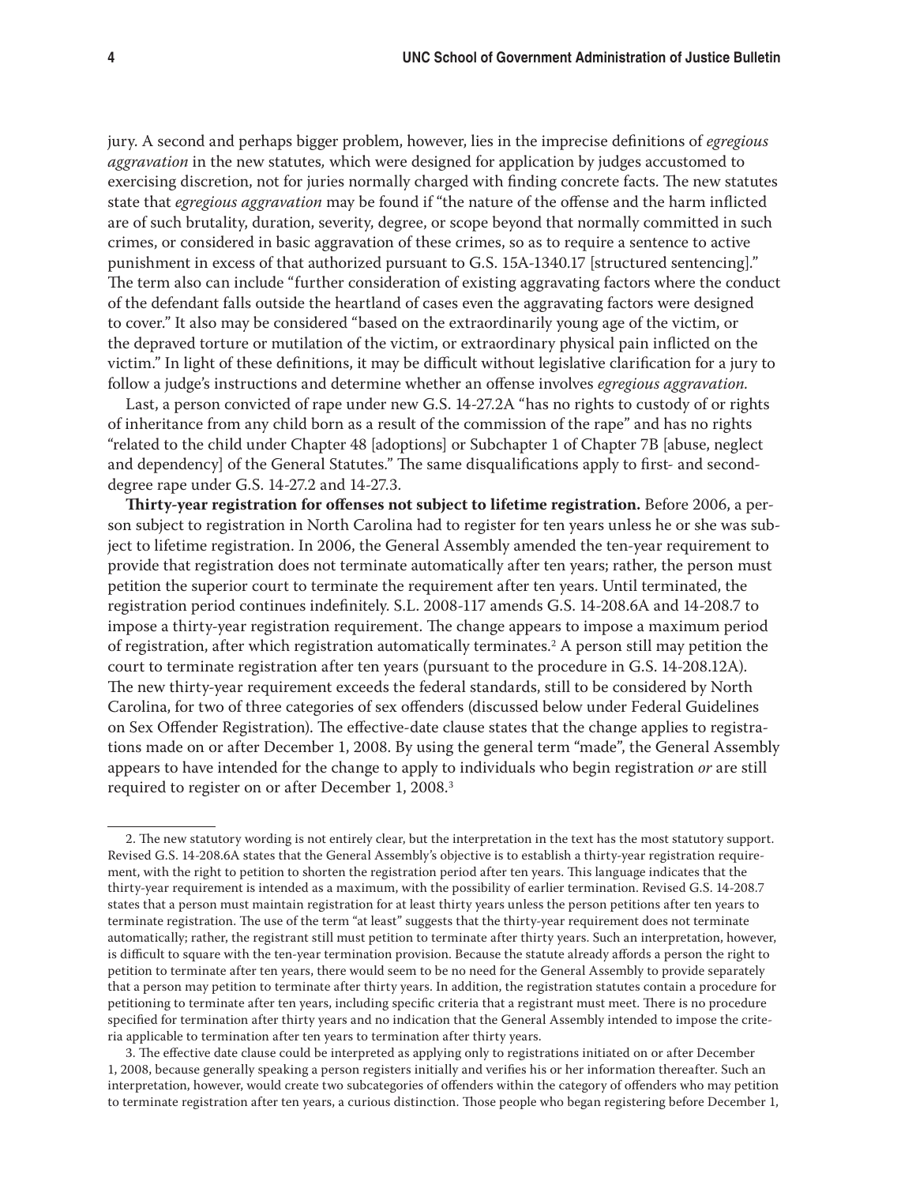jury. A second and perhaps bigger problem, however, lies in the imprecise definitions of *egregious aggravation* in the new statutes, which were designed for application by judges accustomed to exercising discretion, not for juries normally charged with finding concrete facts. The new statutes state that *egregious aggravation* may be found if "the nature of the offense and the harm inflicted are of such brutality, duration, severity, degree, or scope beyond that normally committed in such crimes, or considered in basic aggravation of these crimes, so as to require a sentence to active punishment in excess of that authorized pursuant to G.S. 15A-1340.17 [structured sentencing]." The term also can include "further consideration of existing aggravating factors where the conduct of the defendant falls outside the heartland of cases even the aggravating factors were designed to cover." It also may be considered "based on the extraordinarily young age of the victim, or the depraved torture or mutilation of the victim, or extraordinary physical pain inflicted on the victim." In light of these definitions, it may be difficult without legislative clarification for a jury to follow a judge's instructions and determine whether an offense involves *egregious aggravation*.

Last, a person convicted of rape under new G.S. 14-27.2A "has no rights to custody of or rights of inheritance from any child born as a result of the commission of the rape" and has no rights "related to the child under Chapter 48 [adoptions] or Subchapter 1 of Chapter 7B [abuse, neglect and dependency] of the General Statutes." The same disqualifications apply to first- and second-degree rape under G.S. 14-27.2 and 14-27.3.

**Thirty-year registration for offenses not subject to lifetime registration.** Before 2006, a person subject to registration in North Carolina had to register for ten years unless he or she was subject to lifetime registration. In 2006, the General Assembly amended the ten-year requirement to provide that registration does not terminate automatically after ten years; rather, the person must petition the superior court to terminate the requirement after ten years. Until terminated, the registration period continues indefinitely. S.L. 2008-117 amends G.S. 14-208.6A and 14-208.7 to impose a thirty-year registration requirement. The change appears to impose a maximum period of registration, after which registration automatically terminates.[2] A person still may petition the court to terminate registration after ten years (pursuant to the procedure in G.S. 14-208.12A). The new thirty-year requirement exceeds the federal standards, still to be considered by North Carolina, for two of three categories of sex offenders (discussed below under Federal Guidelines on Sex Offender Registration). The effective-date clause states that the change applies to registrations made on or after December 1, 2008. By using the general term "made", the General Assembly appears to have intended for the change to apply to individuals who begin registration *or* are still required to register on or after December 1, 2008.[3]

---

2. The new statutory wording is not entirely clear, but the interpretation in the text has the most statutory support. Revised G.S. 14-208.6A states that the General Assembly's objective is to establish a thirty-year registration requirement, with the right to petition to shorten the registration period after ten years. This language indicates that the thirty-year requirement is intended as a maximum, with the possibility of earlier termination. Revised G.S. 14-208.7 states that a person must maintain registration for at least thirty years unless the person petitions after ten years to terminate registration. The use of the term "at least" suggests that the thirty-year requirement does not terminate automatically; rather, the registrant still must petition to terminate after thirty years. Such an interpretation, however, is difficult to square with the ten-year termination provision. Because the statute already affords a person the right to petition to terminate after ten years, there would seem to be no need for the General Assembly to provide separately that a person may petition to terminate after thirty years. In addition, the registration statutes contain a procedure for petitioning to terminate after ten years, including specific criteria that a registrant must meet. There is no procedure specified for termination after thirty years and no indication that the General Assembly intended to impose the criteria applicable to termination after ten years to termination after thirty years.

3. The effective date clause could be interpreted as applying only to registrations initiated on or after December 1, 2008, because generally speaking a person registers initially and verifies his or her information thereafter. Such an interpretation, however, would create two subcategories of offenders within the category of offenders who may petition to terminate registration after ten years, a curious distinction. Those people who began registering before December 1,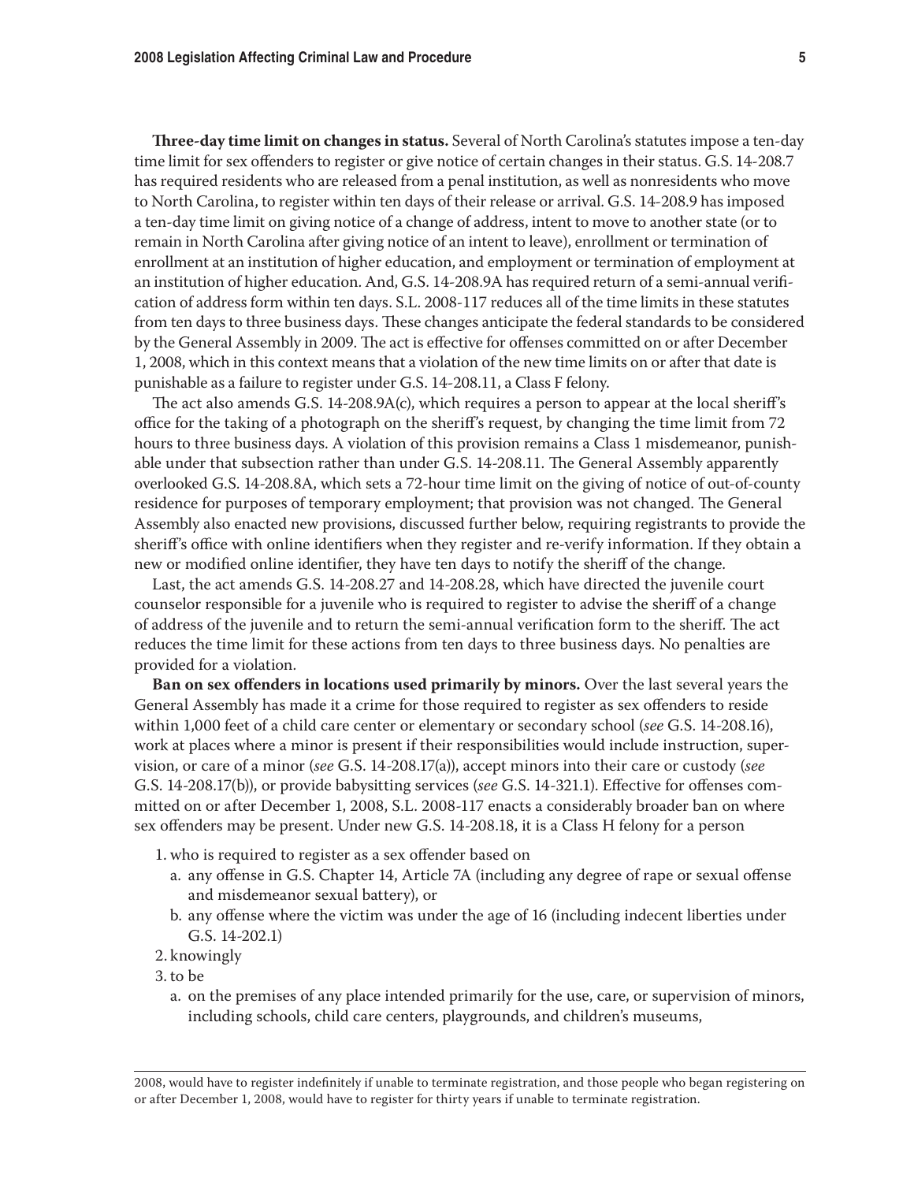**Three-day time limit on changes in status.** Several of North Carolina's statutes impose a ten-day time limit for sex offenders to register or give notice of certain changes in their status. G.S. 14-208.7 has required residents who are released from a penal institution, as well as nonresidents who move to North Carolina, to register within ten days of their release or arrival. G.S. 14-208.9 has imposed a ten-day time limit on giving notice of a change of address, intent to move to another state (or to remain in North Carolina after giving notice of an intent to leave), enrollment or termination of enrollment at an institution of higher education, and employment or termination of employment at an institution of higher education. And, G.S. 14-208.9A has required return of a semi-annual verification of address form within ten days. S.L. 2008-117 reduces all of the time limits in these statutes from ten days to three business days. These changes anticipate the federal standards to be considered by the General Assembly in 2009. The act is effective for offenses committed on or after December 1, 2008, which in this context means that a violation of the new time limits on or after that date is punishable as a failure to register under G.S. 14-208.11, a Class F felony.

The act also amends G.S. 14-208.9A(c), which requires a person to appear at the local sheriff's office for the taking of a photograph on the sheriff's request, by changing the time limit from 72 hours to three business days. A violation of this provision remains a Class 1 misdemeanor, punishable under that subsection rather than under G.S. 14-208.11. The General Assembly apparently overlooked G.S. 14-208.8A, which sets a 72-hour time limit on the giving of notice of out-of-county residence for purposes of temporary employment; that provision was not changed. The General Assembly also enacted new provisions, discussed further below, requiring registrants to provide the sheriff's office with online identifiers when they register and re-verify information. If they obtain a new or modified online identifier, they have ten days to notify the sheriff of the change.

Last, the act amends G.S. 14-208.27 and 14-208.28, which have directed the juvenile court counselor responsible for a juvenile who is required to register to advise the sheriff of a change of address of the juvenile and to return the semi-annual verification form to the sheriff. The act reduces the time limit for these actions from ten days to three business days. No penalties are provided for a violation.

**Ban on sex offenders in locations used primarily by minors.** Over the last several years the General Assembly has made it a crime for those required to register as sex offenders to reside within 1,000 feet of a child care center or elementary or secondary school (*see* G.S. 14-208.16), work at places where a minor is present if their responsibilities would include instruction, supervision, or care of a minor (*see* G.S. 14-208.17(a)), accept minors into their care or custody (*see* G.S. 14-208.17(b)), or provide babysitting services (*see* G.S. 14-321.1). Effective for offenses committed on or after December 1, 2008, S.L. 2008-117 enacts a considerably broader ban on where sex offenders may be present. Under new G.S. 14-208.18, it is a Class H felony for a person

1. who is required to register as a sex offender based on
   a. any offense in G.S. Chapter 14, Article 7A (including any degree of rape or sexual offense and misdemeanor sexual battery), or
   b. any offense where the victim was under the age of 16 (including indecent liberties under G.S. 14-202.1)
2. knowingly
3. to be
   a. on the premises of any place intended primarily for the use, care, or supervision of minors, including schools, child care centers, playgrounds, and children's museums,

2008, would have to register indefinitely if unable to terminate registration, and those people who began registering on or after December 1, 2008, would have to register for thirty years if unable to terminate registration.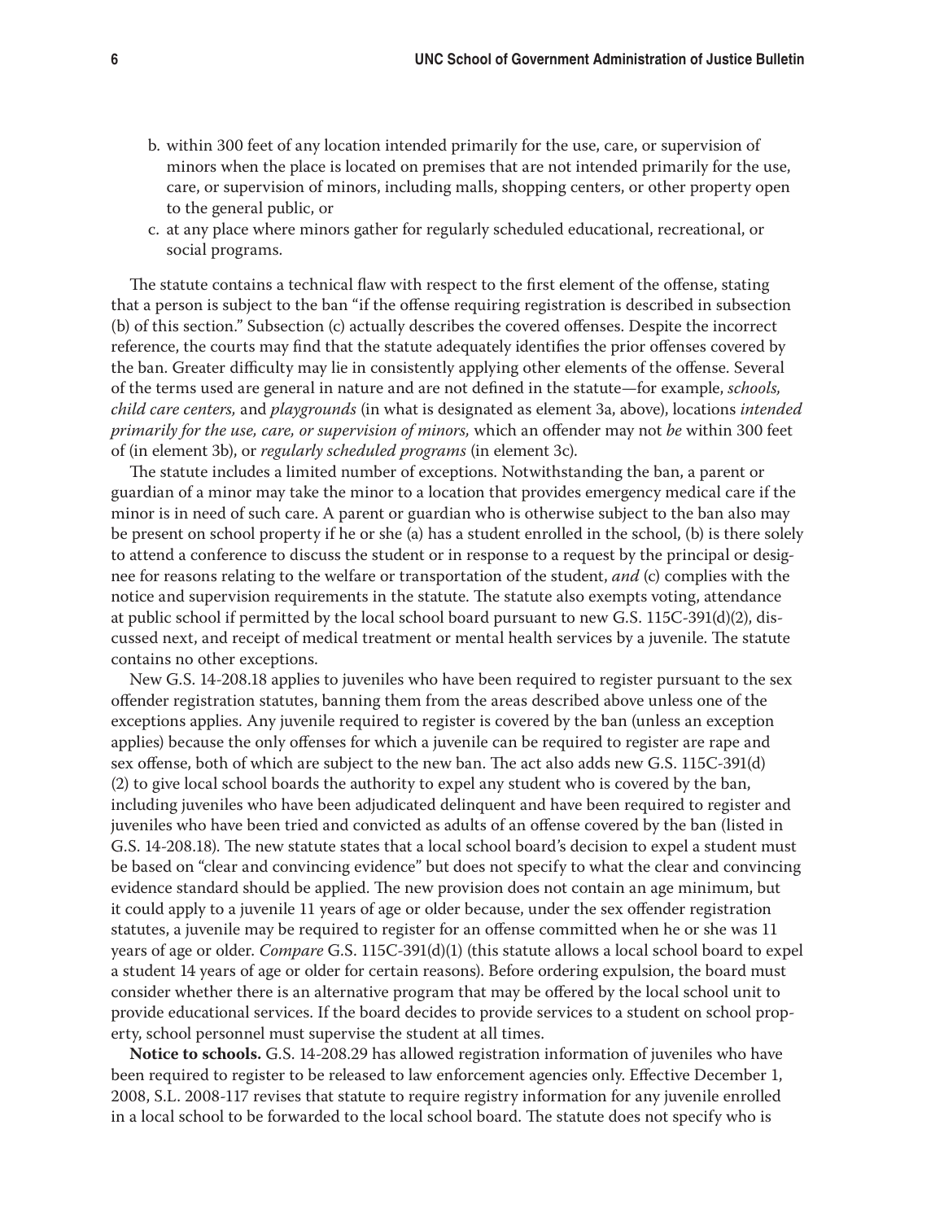b. within 300 feet of any location intended primarily for the use, care, or supervision of minors when the place is located on premises that are not intended primarily for the use, care, or supervision of minors, including malls, shopping centers, or other property open to the general public, or
c. at any place where minors gather for regularly scheduled educational, recreational, or social programs.

The statute contains a technical flaw with respect to the first element of the offense, stating that a person is subject to the ban "if the offense requiring registration is described in subsection (b) of this section." Subsection (c) actually describes the covered offenses. Despite the incorrect reference, the courts may find that the statute adequately identifies the prior offenses covered by the ban. Greater difficulty may lie in consistently applying other elements of the offense. Several of the terms used are general in nature and are not defined in the statute—for example, *schools, child care centers,* and *playgrounds* (in what is designated as element 3a, above), locations *intended primarily for the use, care, or supervision of minors,* which an offender may not *be* within 300 feet of (in element 3b), or *regularly scheduled programs* (in element 3c).

The statute includes a limited number of exceptions. Notwithstanding the ban, a parent or guardian of a minor may take the minor to a location that provides emergency medical care if the minor is in need of such care. A parent or guardian who is otherwise subject to the ban also may be present on school property if he or she (a) has a student enrolled in the school, (b) is there solely to attend a conference to discuss the student or in response to a request by the principal or designee for reasons relating to the welfare or transportation of the student, *and* (c) complies with the notice and supervision requirements in the statute. The statute also exempts voting, attendance at public school if permitted by the local school board pursuant to new G.S. 115C-391(d)(2), discussed next, and receipt of medical treatment or mental health services by a juvenile. The statute contains no other exceptions.

New G.S. 14-208.18 applies to juveniles who have been required to register pursuant to the sex offender registration statutes, banning them from the areas described above unless one of the exceptions applies. Any juvenile required to register is covered by the ban (unless an exception applies) because the only offenses for which a juvenile can be required to register are rape and sex offense, both of which are subject to the new ban. The act also adds new G.S. 115C-391(d)(2) to give local school boards the authority to expel any student who is covered by the ban, including juveniles who have been adjudicated delinquent and have been required to register and juveniles who have been tried and convicted as adults of an offense covered by the ban (listed in G.S. 14-208.18). The new statute states that a local school board's decision to expel a student must be based on "clear and convincing evidence" but does not specify to what the clear and convincing evidence standard should be applied. The new provision does not contain an age minimum, but it could apply to a juvenile 11 years of age or older because, under the sex offender registration statutes, a juvenile may be required to register for an offense committed when he or she was 11 years of age or older. *Compare* G.S. 115C-391(d)(1) (this statute allows a local school board to expel a student 14 years of age or older for certain reasons). Before ordering expulsion, the board must consider whether there is an alternative program that may be offered by the local school unit to provide educational services. If the board decides to provide services to a student on school property, school personnel must supervise the student at all times.

**Notice to schools.** G.S. 14-208.29 has allowed registration information of juveniles who have been required to register to be released to law enforcement agencies only. Effective December 1, 2008, S.L. 2008-117 revises that statute to require registry information for any juvenile enrolled in a local school to be forwarded to the local school board. The statute does not specify who is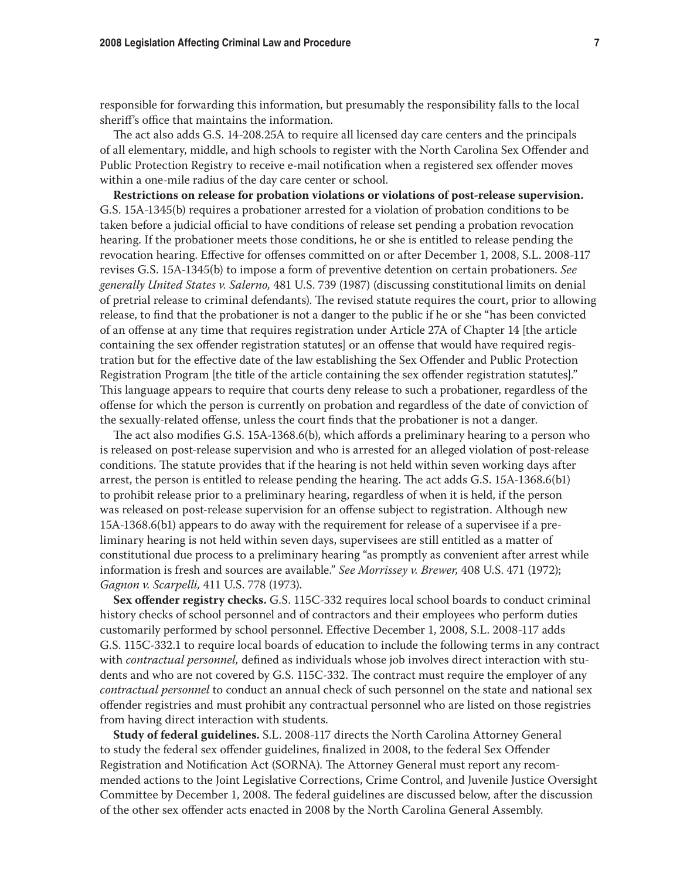responsible for forwarding this information, but presumably the responsibility falls to the local sheriff's office that maintains the information.

The act also adds G.S. 14-208.25A to require all licensed day care centers and the principals of all elementary, middle, and high schools to register with the North Carolina Sex Offender and Public Protection Registry to receive e-mail notification when a registered sex offender moves within a one-mile radius of the day care center or school.

**Restrictions on release for probation violations or violations of post-release supervision.** G.S. 15A-1345(b) requires a probationer arrested for a violation of probation conditions to be taken before a judicial official to have conditions of release set pending a probation revocation hearing. If the probationer meets those conditions, he or she is entitled to release pending the revocation hearing. Effective for offenses committed on or after December 1, 2008, S.L. 2008-117 revises G.S. 15A-1345(b) to impose a form of preventive detention on certain probationers. *See generally United States v. Salerno,* 481 U.S. 739 (1987) (discussing constitutional limits on denial of pretrial release to criminal defendants). The revised statute requires the court, prior to allowing release, to find that the probationer is not a danger to the public if he or she "has been convicted of an offense at any time that requires registration under Article 27A of Chapter 14 [the article containing the sex offender registration statutes] or an offense that would have required registration but for the effective date of the law establishing the Sex Offender and Public Protection Registration Program [the title of the article containing the sex offender registration statutes]." This language appears to require that courts deny release to such a probationer, regardless of the offense for which the person is currently on probation and regardless of the date of conviction of the sexually-related offense, unless the court finds that the probationer is not a danger.

The act also modifies G.S. 15A-1368.6(b), which affords a preliminary hearing to a person who is released on post-release supervision and who is arrested for an alleged violation of post-release conditions. The statute provides that if the hearing is not held within seven working days after arrest, the person is entitled to release pending the hearing. The act adds G.S. 15A-1368.6(b1) to prohibit release prior to a preliminary hearing, regardless of when it is held, if the person was released on post-release supervision for an offense subject to registration. Although new 15A-1368.6(b1) appears to do away with the requirement for release of a supervisee if a preliminary hearing is not held within seven days, supervisees are still entitled as a matter of constitutional due process to a preliminary hearing "as promptly as convenient after arrest while information is fresh and sources are available." *See Morrissey v. Brewer,* 408 U.S. 471 (1972); *Gagnon v. Scarpelli,* 411 U.S. 778 (1973).

**Sex offender registry checks.** G.S. 115C-332 requires local school boards to conduct criminal history checks of school personnel and of contractors and their employees who perform duties customarily performed by school personnel. Effective December 1, 2008, S.L. 2008-117 adds G.S. 115C-332.1 to require local boards of education to include the following terms in any contract with *contractual personnel,* defined as individuals whose job involves direct interaction with students and who are not covered by G.S. 115C-332. The contract must require the employer of any *contractual personnel* to conduct an annual check of such personnel on the state and national sex offender registries and must prohibit any contractual personnel who are listed on those registries from having direct interaction with students.

**Study of federal guidelines.** S.L. 2008-117 directs the North Carolina Attorney General to study the federal sex offender guidelines, finalized in 2008, to the federal Sex Offender Registration and Notification Act (SORNA). The Attorney General must report any recommended actions to the Joint Legislative Corrections, Crime Control, and Juvenile Justice Oversight Committee by December 1, 2008. The federal guidelines are discussed below, after the discussion of the other sex offender acts enacted in 2008 by the North Carolina General Assembly.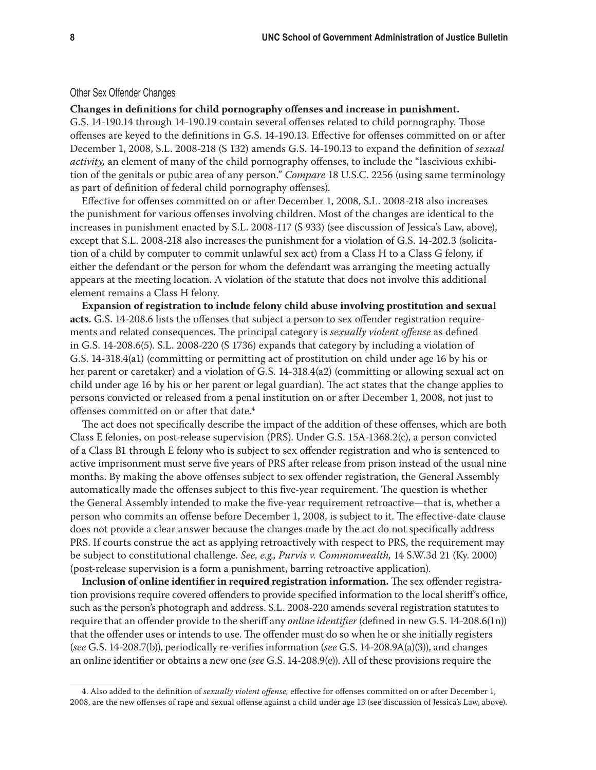### Other Sex Offender Changes

**Changes in definitions for child pornography offenses and increase in punishment.** G.S. 14-190.14 through 14-190.19 contain several offenses related to child pornography. Those offenses are keyed to the definitions in G.S. 14-190.13. Effective for offenses committed on or after December 1, 2008, S.L. 2008-218 (S 132) amends G.S. 14-190.13 to expand the definition of *sexual activity,* an element of many of the child pornography offenses, to include the "lascivious exhibition of the genitals or pubic area of any person." *Compare* 18 U.S.C. 2256 (using same terminology as part of definition of federal child pornography offenses).

Effective for offenses committed on or after December 1, 2008, S.L. 2008-218 also increases the punishment for various offenses involving children. Most of the changes are identical to the increases in punishment enacted by S.L. 2008-117 (S 933) (see discussion of Jessica's Law, above), except that S.L. 2008-218 also increases the punishment for a violation of G.S. 14-202.3 (solicitation of a child by computer to commit unlawful sex act) from a Class H to a Class G felony, if either the defendant or the person for whom the defendant was arranging the meeting actually appears at the meeting location. A violation of the statute that does not involve this additional element remains a Class H felony.

**Expansion of registration to include felony child abuse involving prostitution and sexual acts.** G.S. 14-208.6 lists the offenses that subject a person to sex offender registration requirements and related consequences. The principal category is *sexually violent offense* as defined in G.S. 14-208.6(5). S.L. 2008-220 (S 1736) expands that category by including a violation of G.S. 14-318.4(a1) (committing or permitting act of prostitution on child under age 16 by his or her parent or caretaker) and a violation of G.S. 14-318.4(a2) (committing or allowing sexual act on child under age 16 by his or her parent or legal guardian). The act states that the change applies to persons convicted or released from a penal institution on or after December 1, 2008, not just to offenses committed on or after that date.[4]

The act does not specifically describe the impact of the addition of these offenses, which are both Class E felonies, on post-release supervision (PRS). Under G.S. 15A-1368.2(c), a person convicted of a Class B1 through E felony who is subject to sex offender registration and who is sentenced to active imprisonment must serve five years of PRS after release from prison instead of the usual nine months. By making the above offenses subject to sex offender registration, the General Assembly automatically made the offenses subject to this five-year requirement. The question is whether the General Assembly intended to make the five-year requirement retroactive—that is, whether a person who commits an offense before December 1, 2008, is subject to it. The effective-date clause does not provide a clear answer because the changes made by the act do not specifically address PRS. If courts construe the act as applying retroactively with respect to PRS, the requirement may be subject to constitutional challenge. *See, e.g., Purvis v. Commonwealth,* 14 S.W.3d 21 (Ky. 2000) (post-release supervision is a form a punishment, barring retroactive application).

**Inclusion of online identifier in required registration information.** The sex offender registration provisions require covered offenders to provide specified information to the local sheriff's office, such as the person's photograph and address. S.L. 2008-220 amends several registration statutes to require that an offender provide to the sheriff any *online identifier* (defined in new G.S. 14-208.6(1n)) that the offender uses or intends to use. The offender must do so when he or she initially registers (*see* G.S. 14-208.7(b)), periodically re-verifies information (*see* G.S. 14-208.9A(a)(3)), and changes an online identifier or obtains a new one (*see* G.S. 14-208.9(e)). All of these provisions require the

---

4. Also added to the definition of *sexually violent offense,* effective for offenses committed on or after December 1, 2008, are the new offenses of rape and sexual offense against a child under age 13 (see discussion of Jessica's Law, above).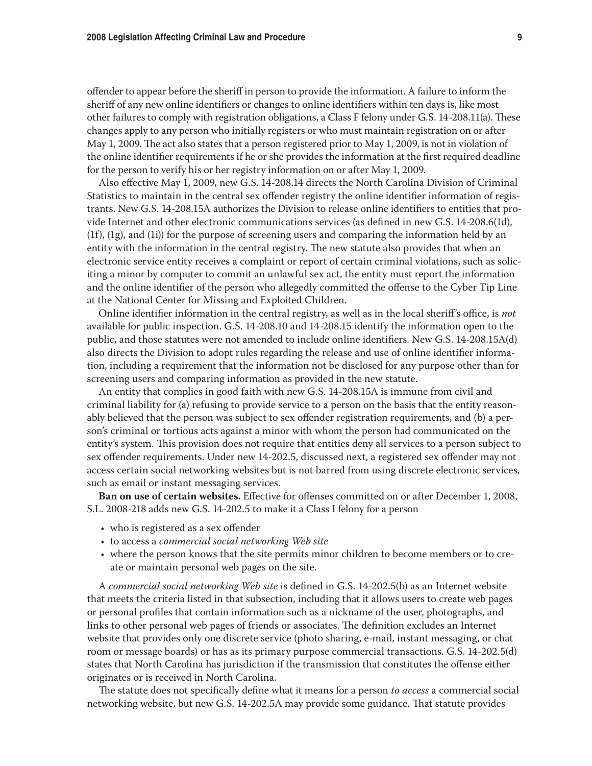offender to appear before the sheriff in person to provide the information. A failure to inform the sheriff of any new online identifiers or changes to online identifiers within ten days is, like most other failures to comply with registration obligations, a Class F felony under G.S. 14-208.11(a). These changes apply to any person who initially registers or who must maintain registration on or after May 1, 2009. The act also states that a person registered prior to May 1, 2009, is not in violation of the online identifier requirements if he or she provides the information at the first required deadline for the person to verify his or her registry information on or after May 1, 2009.

Also effective May 1, 2009, new G.S. 14-208.14 directs the North Carolina Division of Criminal Statistics to maintain in the central sex offender registry the online identifier information of registrants. New G.S. 14-208.15A authorizes the Division to release online identifiers to entities that provide Internet and other electronic communications services (as defined in new G.S. 14-208.6(1d), (1f), (1g), and (1i)) for the purpose of screening users and comparing the information held by an entity with the information in the central registry. The new statute also provides that when an electronic service entity receives a complaint or report of certain criminal violations, such as soliciting a minor by computer to commit an unlawful sex act, the entity must report the information and the online identifier of the person who allegedly committed the offense to the Cyber Tip Line at the National Center for Missing and Exploited Children.

Online identifier information in the central registry, as well as in the local sheriff's office, is *not* available for public inspection. G.S. 14-208.10 and 14-208.15 identify the information open to the public, and those statutes were not amended to include online identifiers. New G.S. 14-208.15A(d) also directs the Division to adopt rules regarding the release and use of online identifier information, including a requirement that the information not be disclosed for any purpose other than for screening users and comparing information as provided in the new statute.

An entity that complies in good faith with new G.S. 14-208.15A is immune from civil and criminal liability for (a) refusing to provide service to a person on the basis that the entity reasonably believed that the person was subject to sex offender registration requirements, and (b) a person's criminal or tortious acts against a minor with whom the person had communicated on the entity's system. This provision does not require that entities deny all services to a person subject to sex offender requirements. Under new 14-202.5, discussed next, a registered sex offender may not access certain social networking websites but is not barred from using discrete electronic services, such as email or instant messaging services.

**Ban on use of certain websites.** Effective for offenses committed on or after December 1, 2008, S.L. 2008-218 adds new G.S. 14-202.5 to make it a Class I felony for a person

- who is registered as a sex offender
- to access a *commercial social networking Web site*
- where the person knows that the site permits minor children to become members or to create or maintain personal web pages on the site.

A *commercial social networking Web site* is defined in G.S. 14-202.5(b) as an Internet website that meets the criteria listed in that subsection, including that it allows users to create web pages or personal profiles that contain information such as a nickname of the user, photographs, and links to other personal web pages of friends or associates. The definition excludes an Internet website that provides only one discrete service (photo sharing, e-mail, instant messaging, or chat room or message boards) or has as its primary purpose commercial transactions. G.S. 14-202.5(d) states that North Carolina has jurisdiction if the transmission that constitutes the offense either originates or is received in North Carolina.

The statute does not specifically define what it means for a person *to access* a commercial social networking website, but new G.S. 14-202.5A may provide some guidance. That statute provides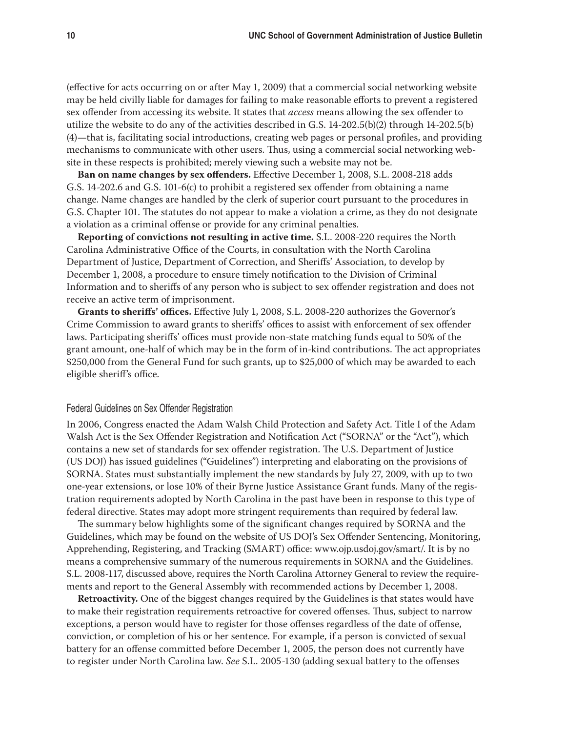(effective for acts occurring on or after May 1, 2009) that a commercial social networking website may be held civilly liable for damages for failing to make reasonable efforts to prevent a registered sex offender from accessing its website. It states that *access* means allowing the sex offender to utilize the website to do any of the activities described in G.S. 14-202.5(b)(2) through 14-202.5(b)(4)—that is, facilitating social introductions, creating web pages or personal profiles, and providing mechanisms to communicate with other users. Thus, using a commercial social networking website in these respects is prohibited; merely viewing such a website may not be.

**Ban on name changes by sex offenders.** Effective December 1, 2008, S.L. 2008-218 adds G.S. 14-202.6 and G.S. 101-6(c) to prohibit a registered sex offender from obtaining a name change. Name changes are handled by the clerk of superior court pursuant to the procedures in G.S. Chapter 101. The statutes do not appear to make a violation a crime, as they do not designate a violation as a criminal offense or provide for any criminal penalties.

**Reporting of convictions not resulting in active time.** S.L. 2008-220 requires the North Carolina Administrative Office of the Courts, in consultation with the North Carolina Department of Justice, Department of Correction, and Sheriffs' Association, to develop by December 1, 2008, a procedure to ensure timely notification to the Division of Criminal Information and to sheriffs of any person who is subject to sex offender registration and does not receive an active term of imprisonment.

**Grants to sheriffs' offices.** Effective July 1, 2008, S.L. 2008-220 authorizes the Governor's Crime Commission to award grants to sheriffs' offices to assist with enforcement of sex offender laws. Participating sheriffs' offices must provide non-state matching funds equal to 50% of the grant amount, one-half of which may be in the form of in-kind contributions. The act appropriates $250,000 from the General Fund for such grants, up to $25,000 of which may be awarded to each eligible sheriff's office.

### Federal Guidelines on Sex Offender Registration

In 2006, Congress enacted the Adam Walsh Child Protection and Safety Act. Title I of the Adam Walsh Act is the Sex Offender Registration and Notification Act ("SORNA" or the "Act"), which contains a new set of standards for sex offender registration. The U.S. Department of Justice (US DOJ) has issued guidelines ("Guidelines") interpreting and elaborating on the provisions of SORNA. States must substantially implement the new standards by July 27, 2009, with up to two one-year extensions, or lose 10% of their Byrne Justice Assistance Grant funds. Many of the registration requirements adopted by North Carolina in the past have been in response to this type of federal directive. States may adopt more stringent requirements than required by federal law.

The summary below highlights some of the significant changes required by SORNA and the Guidelines, which may be found on the website of US DOJ's Sex Offender Sentencing, Monitoring, Apprehending, Registering, and Tracking (SMART) office: www.ojp.usdoj.gov/smart/. It is by no means a comprehensive summary of the numerous requirements in SORNA and the Guidelines. S.L. 2008-117, discussed above, requires the North Carolina Attorney General to review the requirements and report to the General Assembly with recommended actions by December 1, 2008.

**Retroactivity.** One of the biggest changes required by the Guidelines is that states would have to make their registration requirements retroactive for covered offenses. Thus, subject to narrow exceptions, a person would have to register for those offenses regardless of the date of offense, conviction, or completion of his or her sentence. For example, if a person is convicted of sexual battery for an offense committed before December 1, 2005, the person does not currently have to register under North Carolina law. *See* S.L. 2005-130 (adding sexual battery to the offenses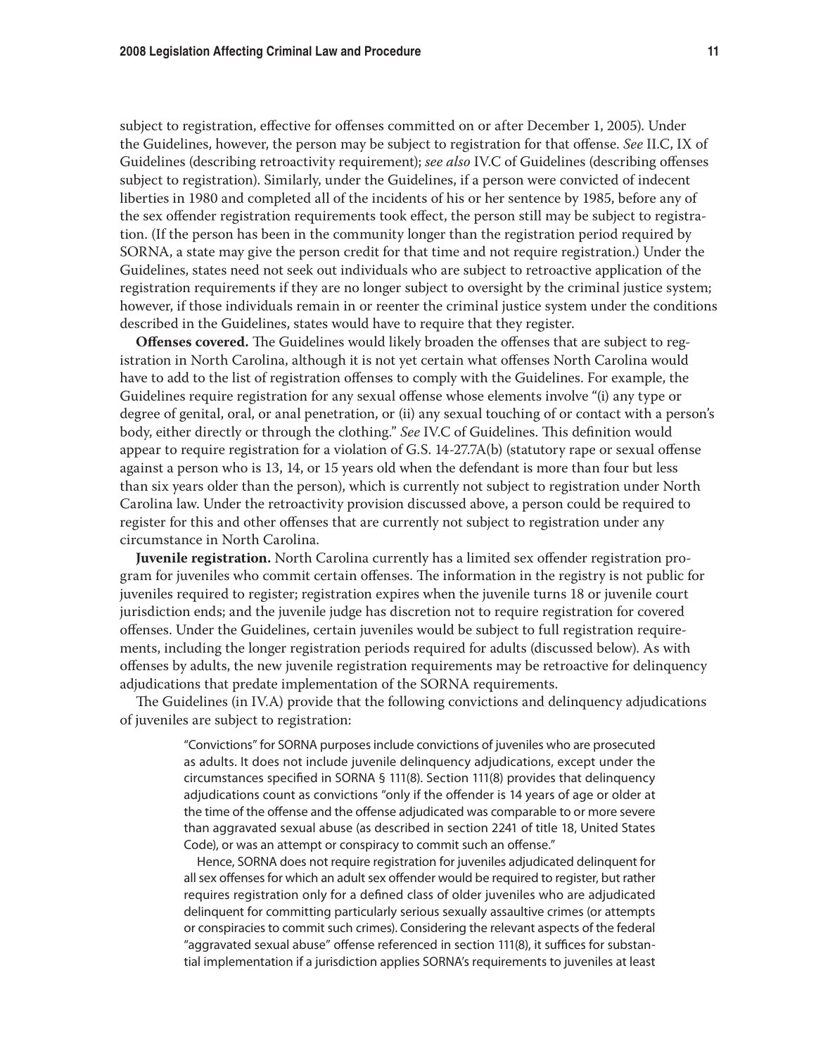subject to registration, effective for offenses committed on or after December 1, 2005). Under the Guidelines, however, the person may be subject to registration for that offense. *See* II.C, IX of Guidelines (describing retroactivity requirement); *see also* IV.C of Guidelines (describing offenses subject to registration). Similarly, under the Guidelines, if a person were convicted of indecent liberties in 1980 and completed all of the incidents of his or her sentence by 1985, before any of the sex offender registration requirements took effect, the person still may be subject to registration. (If the person has been in the community longer than the registration period required by SORNA, a state may give the person credit for that time and not require registration.) Under the Guidelines, states need not seek out individuals who are subject to retroactive application of the registration requirements if they are no longer subject to oversight by the criminal justice system; however, if those individuals remain in or reenter the criminal justice system under the conditions described in the Guidelines, states would have to require that they register.

**Offenses covered.** The Guidelines would likely broaden the offenses that are subject to registration in North Carolina, although it is not yet certain what offenses North Carolina would have to add to the list of registration offenses to comply with the Guidelines. For example, the Guidelines require registration for any sexual offense whose elements involve "(i) any type or degree of genital, oral, or anal penetration, or (ii) any sexual touching of or contact with a person's body, either directly or through the clothing." *See* IV.C of Guidelines. This definition would appear to require registration for a violation of G.S. 14-27.7A(b) (statutory rape or sexual offense against a person who is 13, 14, or 15 years old when the defendant is more than four but less than six years older than the person), which is currently not subject to registration under North Carolina law. Under the retroactivity provision discussed above, a person could be required to register for this and other offenses that are currently not subject to registration under any circumstance in North Carolina.

**Juvenile registration.** North Carolina currently has a limited sex offender registration program for juveniles who commit certain offenses. The information in the registry is not public for juveniles required to register; registration expires when the juvenile turns 18 or juvenile court jurisdiction ends; and the juvenile judge has discretion not to require registration for covered offenses. Under the Guidelines, certain juveniles would be subject to full registration requirements, including the longer registration periods required for adults (discussed below). As with offenses by adults, the new juvenile registration requirements may be retroactive for delinquency adjudications that predate implementation of the SORNA requirements.

The Guidelines (in IV.A) provide that the following convictions and delinquency adjudications of juveniles are subject to registration:

> "Convictions" for SORNA purposes include convictions of juveniles who are prosecuted as adults. It does not include juvenile delinquency adjudications, except under the circumstances specified in SORNA § 111(8). Section 111(8) provides that delinquency adjudications count as convictions "only if the offender is 14 years of age or older at the time of the offense and the offense adjudicated was comparable to or more severe than aggravated sexual abuse (as described in section 2241 of title 18, United States Code), or was an attempt or conspiracy to commit such an offense."
>
> Hence, SORNA does not require registration for juveniles adjudicated delinquent for all sex offenses for which an adult sex offender would be required to register, but rather requires registration only for a defined class of older juveniles who are adjudicated delinquent for committing particularly serious sexually assaultive crimes (or attempts or conspiracies to commit such crimes). Considering the relevant aspects of the federal "aggravated sexual abuse" offense referenced in section 111(8), it suffices for substantial implementation if a jurisdiction applies SORNA's requirements to juveniles at least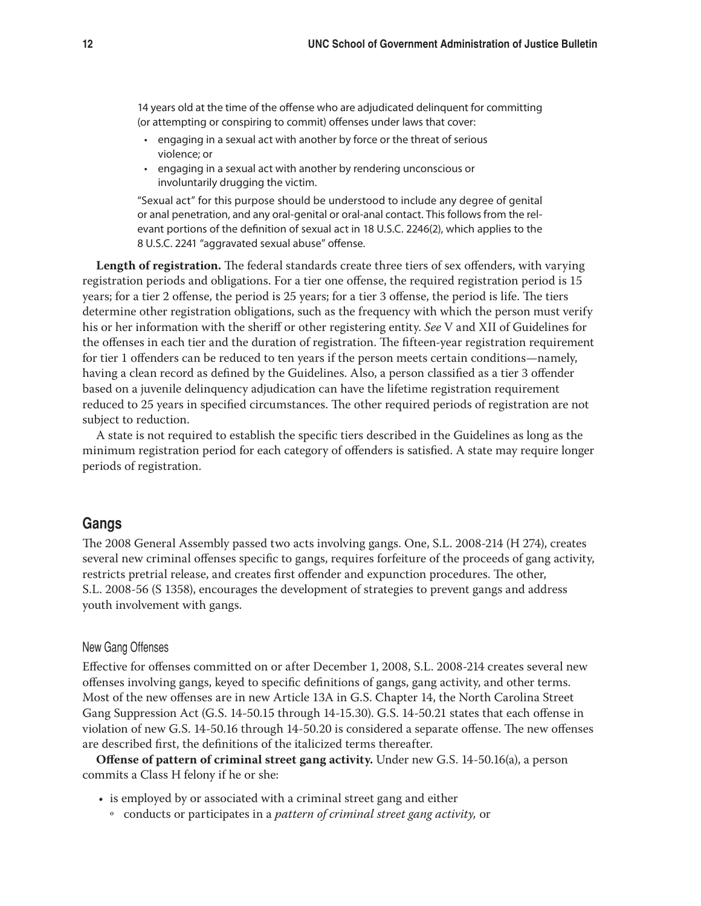14 years old at the time of the offense who are adjudicated delinquent for committing (or attempting or conspiring to commit) offenses under laws that cover:

- engaging in a sexual act with another by force or the threat of serious violence; or
- engaging in a sexual act with another by rendering unconscious or involuntarily drugging the victim.

"Sexual act" for this purpose should be understood to include any degree of genital or anal penetration, and any oral-genital or oral-anal contact. This follows from the relevant portions of the definition of sexual act in 18 U.S.C. 2246(2), which applies to the 8 U.S.C. 2241 "aggravated sexual abuse" offense.

**Length of registration.** The federal standards create three tiers of sex offenders, with varying registration periods and obligations. For a tier one offense, the required registration period is 15 years; for a tier 2 offense, the period is 25 years; for a tier 3 offense, the period is life. The tiers determine other registration obligations, such as the frequency with which the person must verify his or her information with the sheriff or other registering entity. *See* V and XII of Guidelines for the offenses in each tier and the duration of registration. The fifteen-year registration requirement for tier 1 offenders can be reduced to ten years if the person meets certain conditions—namely, having a clean record as defined by the Guidelines. Also, a person classified as a tier 3 offender based on a juvenile delinquency adjudication can have the lifetime registration requirement reduced to 25 years in specified circumstances. The other required periods of registration are not subject to reduction.

A state is not required to establish the specific tiers described in the Guidelines as long as the minimum registration period for each category of offenders is satisfied. A state may require longer periods of registration.

## Gangs

The 2008 General Assembly passed two acts involving gangs. One, S.L. 2008-214 (H 274), creates several new criminal offenses specific to gangs, requires forfeiture of the proceeds of gang activity, restricts pretrial release, and creates first offender and expunction procedures. The other, S.L. 2008-56 (S 1358), encourages the development of strategies to prevent gangs and address youth involvement with gangs.

### New Gang Offenses

Effective for offenses committed on or after December 1, 2008, S.L. 2008-214 creates several new offenses involving gangs, keyed to specific definitions of gangs, gang activity, and other terms. Most of the new offenses are in new Article 13A in G.S. Chapter 14, the North Carolina Street Gang Suppression Act (G.S. 14-50.15 through 14-15.30). G.S. 14-50.21 states that each offense in violation of new G.S. 14-50.16 through 14-50.20 is considered a separate offense. The new offenses are described first, the definitions of the italicized terms thereafter.

**Offense of pattern of criminal street gang activity.** Under new G.S. 14-50.16(a), a person commits a Class H felony if he or she:

- is employed by or associated with a criminal street gang and either
  - conducts or participates in a *pattern of criminal street gang activity,* or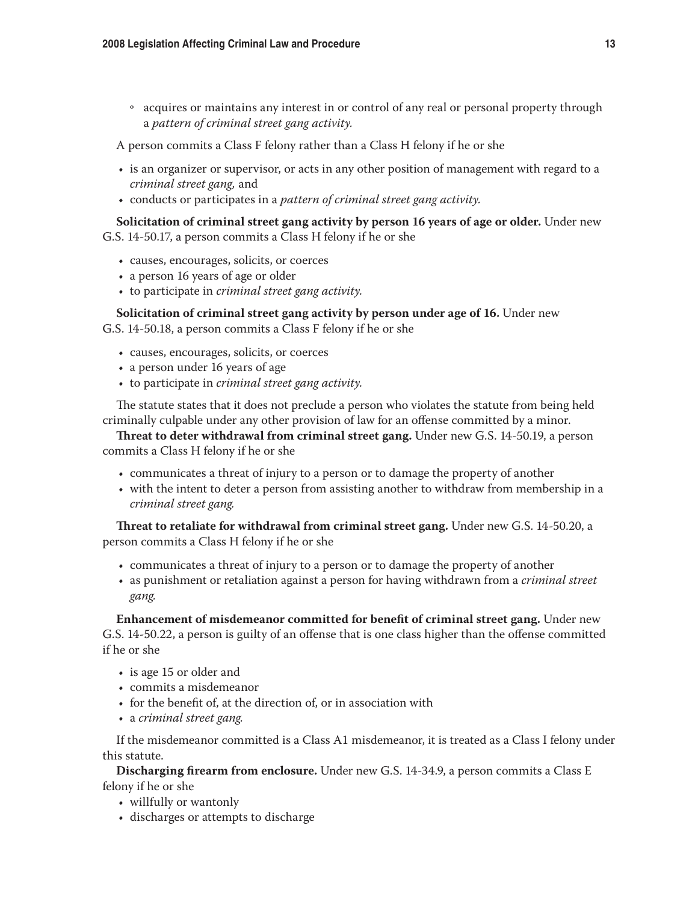- acquires or maintains any interest in or control of any real or personal property through a *pattern of criminal street gang activity.*

A person commits a Class F felony rather than a Class H felony if he or she

- is an organizer or supervisor, or acts in any other position of management with regard to a *criminal street gang,* and
- conducts or participates in a *pattern of criminal street gang activity.*

**Solicitation of criminal street gang activity by person 16 years of age or older.** Under new G.S. 14-50.17, a person commits a Class H felony if he or she

- causes, encourages, solicits, or coerces
- a person 16 years of age or older
- to participate in *criminal street gang activity.*

**Solicitation of criminal street gang activity by person under age of 16.** Under new G.S. 14-50.18, a person commits a Class F felony if he or she

- causes, encourages, solicits, or coerces
- a person under 16 years of age
- to participate in *criminal street gang activity.*

The statute states that it does not preclude a person who violates the statute from being held criminally culpable under any other provision of law for an offense committed by a minor.

**Threat to deter withdrawal from criminal street gang.** Under new G.S. 14-50.19, a person commits a Class H felony if he or she

- communicates a threat of injury to a person or to damage the property of another
- with the intent to deter a person from assisting another to withdraw from membership in a *criminal street gang.*

**Threat to retaliate for withdrawal from criminal street gang.** Under new G.S. 14-50.20, a person commits a Class H felony if he or she

- communicates a threat of injury to a person or to damage the property of another
- as punishment or retaliation against a person for having withdrawn from a *criminal street gang.*

**Enhancement of misdemeanor committed for benefit of criminal street gang.** Under new G.S. 14-50.22, a person is guilty of an offense that is one class higher than the offense committed if he or she

- is age 15 or older and
- commits a misdemeanor
- for the benefit of, at the direction of, or in association with
- a *criminal street gang.*

If the misdemeanor committed is a Class A1 misdemeanor, it is treated as a Class I felony under this statute.

**Discharging firearm from enclosure.** Under new G.S. 14-34.9, a person commits a Class E felony if he or she

- willfully or wantonly
- discharges or attempts to discharge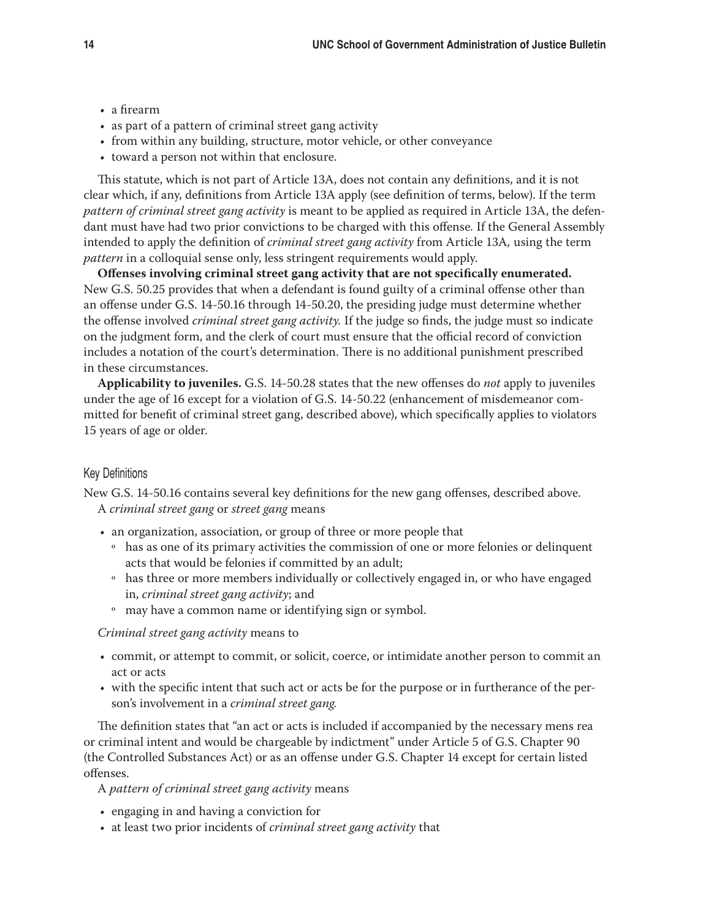- a firearm
- as part of a pattern of criminal street gang activity
- from within any building, structure, motor vehicle, or other conveyance
- toward a person not within that enclosure.

This statute, which is not part of Article 13A, does not contain any definitions, and it is not clear which, if any, definitions from Article 13A apply (see definition of terms, below). If the term *pattern of criminal street gang activity* is meant to be applied as required in Article 13A, the defendant must have had two prior convictions to be charged with this offense. If the General Assembly intended to apply the definition of *criminal street gang activity* from Article 13A, using the term *pattern* in a colloquial sense only, less stringent requirements would apply.

**Offenses involving criminal street gang activity that are not specifically enumerated.** New G.S. 50.25 provides that when a defendant is found guilty of a criminal offense other than an offense under G.S. 14-50.16 through 14-50.20, the presiding judge must determine whether the offense involved *criminal street gang activity.* If the judge so finds, the judge must so indicate on the judgment form, and the clerk of court must ensure that the official record of conviction includes a notation of the court's determination. There is no additional punishment prescribed in these circumstances.

**Applicability to juveniles.** G.S. 14-50.28 states that the new offenses do *not* apply to juveniles under the age of 16 except for a violation of G.S. 14-50.22 (enhancement of misdemeanor committed for benefit of criminal street gang, described above), which specifically applies to violators 15 years of age or older.

### Key Definitions

New G.S. 14-50.16 contains several key definitions for the new gang offenses, described above.

A *criminal street gang* or *street gang* means

- an organization, association, or group of three or more people that
  - has as one of its primary activities the commission of one or more felonies or delinquent acts that would be felonies if committed by an adult;
  - has three or more members individually or collectively engaged in, or who have engaged in, *criminal street gang activity*; and
  - may have a common name or identifying sign or symbol.

*Criminal street gang activity* means to

- commit, or attempt to commit, or solicit, coerce, or intimidate another person to commit an act or acts
- with the specific intent that such act or acts be for the purpose or in furtherance of the person's involvement in a *criminal street gang.*

The definition states that "an act or acts is included if accompanied by the necessary mens rea or criminal intent and would be chargeable by indictment" under Article 5 of G.S. Chapter 90 (the Controlled Substances Act) or as an offense under G.S. Chapter 14 except for certain listed offenses.

A *pattern of criminal street gang activity* means

- engaging in and having a conviction for
- at least two prior incidents of *criminal street gang activity* that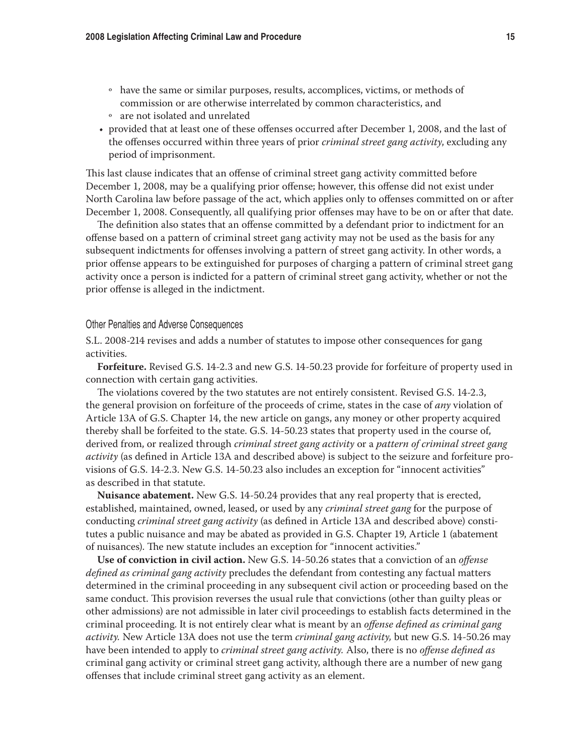- have the same or similar purposes, results, accomplices, victims, or methods of commission or otherwise interrelated by common characteristics, and
  - are not isolated and unrelated
- provided that at least one of these offenses occurred after December 1, 2008, and the last of the offenses occurred within three years of prior *criminal street gang activity*, excluding any period of imprisonment.

This last clause indicates that an offense of criminal street gang activity committed before December 1, 2008, may be a qualifying prior offense; however, this offense did not exist under North Carolina law before passage of the act, which applies only to offenses committed on or after December 1, 2008. Consequently, all qualifying prior offenses may have to be on or after that date.

The definition also states that an offense committed by a defendant prior to indictment for an offense based on a pattern of criminal street gang activity may not be used as the basis for any subsequent indictments for offenses involving a pattern of street gang activity. In other words, a prior offense appears to be extinguished for purposes of charging a pattern of criminal street gang activity once a person is indicted for a pattern of criminal street gang activity, whether or not the prior offense is alleged in the indictment.

#### Other Penalties and Adverse Consequences

S.L. 2008-214 revises and adds a number of statutes to impose other consequences for gang activities.

**Forfeiture.** Revised G.S. 14-2.3 and new G.S. 14-50.23 provide for forfeiture of property used in connection with certain gang activities.

The violations covered by the two statutes are not entirely consistent. Revised G.S. 14-2.3, the general provision on forfeiture of the proceeds of crime, states in the case of *any* violation of Article 13A of G.S. Chapter 14, the new article on gangs, any money or other property acquired thereby shall be forfeited to the state. G.S. 14-50.23 states that property used in the course of, derived from, or realized through *criminal street gang activity* or a *pattern of criminal street gang activity* (as defined in Article 13A and described above) is subject to the seizure and forfeiture provisions of G.S. 14-2.3. New G.S. 14-50.23 also includes an exception for "innocent activities" as described in that statute.

**Nuisance abatement.** New G.S. 14-50.24 provides that any real property that is erected, established, maintained, owned, leased, or used by any *criminal street gang* for the purpose of conducting *criminal street gang activity* (as defined in Article 13A and described above) constitutes a public nuisance and may be abated as provided in G.S. Chapter 19, Article 1 (abatement of nuisances). The new statute includes an exception for "innocent activities."

**Use of conviction in civil action.** New G.S. 14-50.26 states that a conviction of an *offense defined as criminal gang activity* precludes the defendant from contesting any factual matters determined in the criminal proceeding in any subsequent civil action or proceeding based on the same conduct. This provision reverses the usual rule that convictions (other than guilty pleas or other admissions) are not admissible in later civil proceedings to establish facts determined in the criminal proceeding. It is not entirely clear what is meant by an *offense defined as criminal gang activity.* New Article 13A does not use the term *criminal gang activity,* but new G.S. 14-50.26 may have been intended to apply to *criminal street gang activity.* Also, there is no *offense defined as* criminal gang activity or criminal street gang activity, although there are a number of new gang offenses that include criminal street gang activity as an element.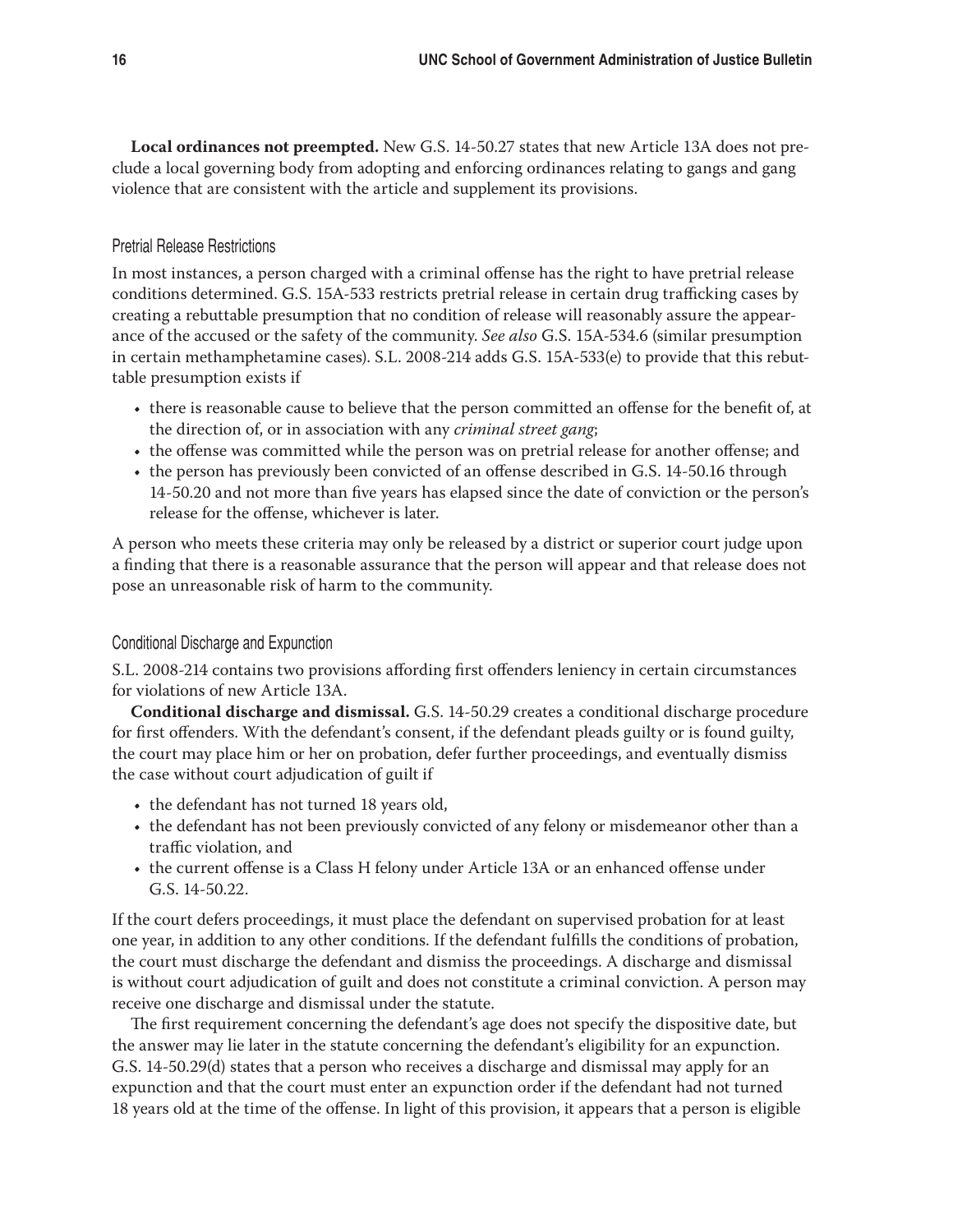**Local ordinances not preempted.** New G.S. 14-50.27 states that new Article 13A does not preclude a local governing body from adopting and enforcing ordinances relating to gangs and gang violence that are consistent with the article and supplement its provisions.

### Pretrial Release Restrictions

In most instances, a person charged with a criminal offense has the right to have pretrial release conditions determined. G.S. 15A-533 restricts pretrial release in certain drug trafficking cases by creating a rebuttable presumption that no condition of release will reasonably assure the appearance of the accused or the safety of the community. *See also* G.S. 15A-534.6 (similar presumption in certain methamphetamine cases). S.L. 2008-214 adds G.S. 15A-533(e) to provide that this rebuttable presumption exists if

- there is reasonable cause to believe that the person committed an offense for the benefit of, at the direction of, or in association with any *criminal street gang*;
- the offense was committed while the person was on pretrial release for another offense; and
- the person has previously been convicted of an offense described in G.S. 14-50.16 through 14-50.20 and not more than five years has elapsed since the date of conviction or the person's release for the offense, whichever is later.

A person who meets these criteria may only be released by a district or superior court judge upon a finding that there is a reasonable assurance that the person will appear and that release does not pose an unreasonable risk of harm to the community.

### Conditional Discharge and Expunction

S.L. 2008-214 contains two provisions affording first offenders leniency in certain circumstances for violations of new Article 13A.

**Conditional discharge and dismissal.** G.S. 14-50.29 creates a conditional discharge procedure for first offenders. With the defendant's consent, if the defendant pleads guilty or is found guilty, the court may place him or her on probation, defer further proceedings, and eventually dismiss the case without court adjudication of guilt if

- the defendant has not turned 18 years old,
- the defendant has not been previously convicted of any felony or misdemeanor other than a traffic violation, and
- the current offense is a Class H felony under Article 13A or an enhanced offense under G.S. 14-50.22.

If the court defers proceedings, it must place the defendant on supervised probation for at least one year, in addition to any other conditions. If the defendant fulfills the conditions of probation, the court must discharge the defendant and dismiss the proceedings. A discharge and dismissal is without court adjudication of guilt and does not constitute a criminal conviction. A person may receive one discharge and dismissal under the statute.

The first requirement concerning the defendant's age does not specify the dispositive date, but the answer may lie later in the statute concerning the defendant's eligibility for an expunction. G.S. 14-50.29(d) states that a person who receives a discharge and dismissal may apply for an expunction and that the court must enter an expunction order if the defendant had not turned 18 years old at the time of the offense. In light of this provision, it appears that a person is eligible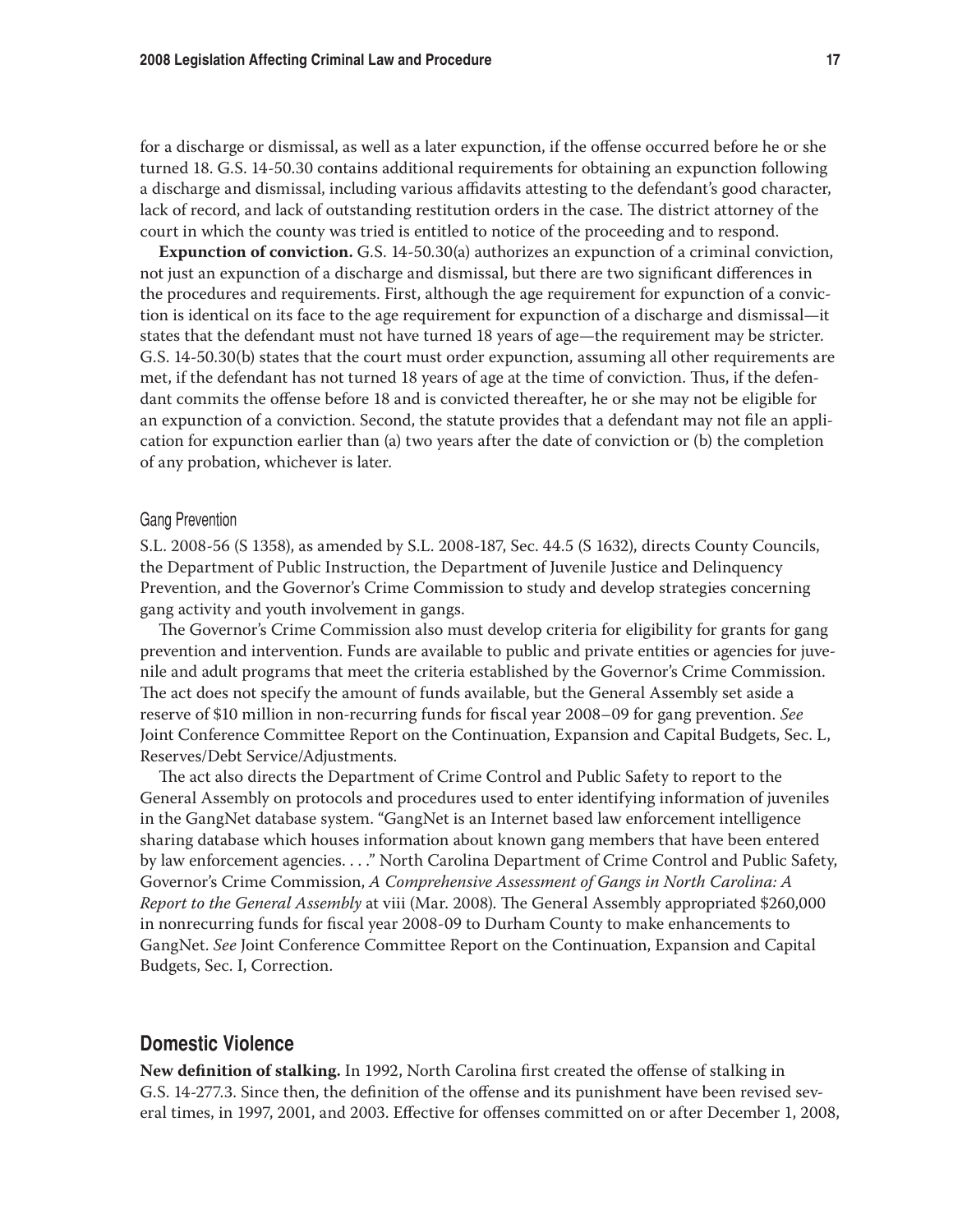for a discharge or dismissal, as well as a later expunction, if the offense occurred before he or she turned 18. G.S. 14-50.30 contains additional requirements for obtaining an expunction following a discharge and dismissal, including various affidavits attesting to the defendant's good character, lack of record, and lack of outstanding restitution orders in the case. The district attorney of the court in which the county was tried is entitled to notice of the proceeding and to respond.

**Expunction of conviction.** G.S. 14-50.30(a) authorizes an expunction of a criminal conviction, not just an expunction of a discharge and dismissal, but there are two significant differences in the procedures and requirements. First, although the age requirement for expunction of a conviction is identical on its face to the age requirement for expunction of a discharge and dismissal—it states that the defendant must not have turned 18 years of age—the requirement may be stricter. G.S. 14-50.30(b) states that the court must order expunction, assuming all other requirements are met, if the defendant has not turned 18 years of age at the time of conviction. Thus, if the defendant commits the offense before 18 and is convicted thereafter, he or she may not be eligible for an expunction of a conviction. Second, the statute provides that a defendant may not file an application for expunction earlier than (a) two years after the date of conviction or (b) the completion of any probation, whichever is later.

### Gang Prevention

S.L. 2008-56 (S 1358), as amended by S.L. 2008-187, Sec. 44.5 (S 1632), directs County Councils, the Department of Public Instruction, the Department of Juvenile Justice and Delinquency Prevention, and the Governor's Crime Commission to study and develop strategies concerning gang activity and youth involvement in gangs.

The Governor's Crime Commission also must develop criteria for eligibility for grants for gang prevention and intervention. Funds are available to public and private entities or agencies for juvenile and adult programs that meet the criteria established by the Governor's Crime Commission. The act does not specify the amount of funds available, but the General Assembly set aside a reserve of $10 million in non-recurring funds for fiscal year 2008–09 for gang prevention. *See* Joint Conference Committee Report on the Continuation, Expansion and Capital Budgets, Sec. L, Reserves/Debt Service/Adjustments.

The act also directs the Department of Crime Control and Public Safety to report to the General Assembly on protocols and procedures used to enter identifying information of juveniles in the GangNet database system. "GangNet is an Internet based law enforcement intelligence sharing database which houses information about known gang members that have been entered by law enforcement agencies. . . ." North Carolina Department of Crime Control and Public Safety, Governor's Crime Commission, *A Comprehensive Assessment of Gangs in North Carolina: A Report to the General Assembly* at viii (Mar. 2008). The General Assembly appropriated $260,000 in nonrecurring funds for fiscal year 2008-09 to Durham County to make enhancements to GangNet. *See* Joint Conference Committee Report on the Continuation, Expansion and Capital Budgets, Sec. I, Correction.

## Domestic Violence

**New definition of stalking.** In 1992, North Carolina first created the offense of stalking in G.S. 14-277.3. Since then, the definition of the offense and its punishment have been revised several times, in 1997, 2001, and 2003. Effective for offenses committed on or after December 1, 2008,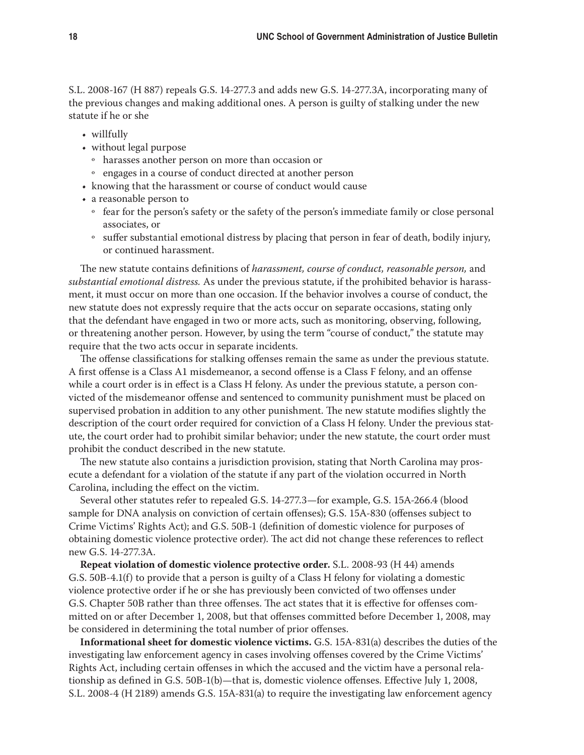S.L. 2008-167 (H 887) repeals G.S. 14-277.3 and adds new G.S. 14-277.3A, incorporating many of the previous changes and making additional ones. A person is guilty of stalking under the new statute if he or she

- willfully
- without legal purpose
  - harasses another person on more than occasion or
  - engages in a course of conduct directed at another person
- knowing that the harassment or course of conduct would cause
- a reasonable person to
  - fear for the person's safety or the safety of the person's immediate family or close personal associates, or
  - suffer substantial emotional distress by placing that person in fear of death, bodily injury, or continued harassment.

The new statute contains definitions of *harassment, course of conduct, reasonable person,* and *substantial emotional distress.* As under the previous statute, if the prohibited behavior is harassment, it must occur on more than one occasion. If the behavior involves a course of conduct, the new statute does not expressly require that the acts occur on separate occasions, stating only that the defendant have engaged in two or more acts, such as monitoring, observing, following, or threatening another person. However, by using the term "course of conduct," the statute may require that the two acts occur in separate incidents.

The offense classifications for stalking offenses remain the same as under the previous statute. A first offense is a Class A1 misdemeanor, a second offense is a Class F felony, and an offense while a court order is in effect is a Class H felony. As under the previous statute, a person convicted of the misdemeanor offense and sentenced to community punishment must be placed on supervised probation in addition to any other punishment. The new statute modifies slightly the description of the court order required for conviction of a Class H felony. Under the previous statute, the court order had to prohibit similar behavior; under the new statute, the court order must prohibit the conduct described in the new statute.

The new statute also contains a jurisdiction provision, stating that North Carolina may prosecute a defendant for a violation of the statute if any part of the violation occurred in North Carolina, including the effect on the victim.

Several other statutes refer to repealed G.S. 14-277.3—for example, G.S. 15A-266.4 (blood sample for DNA analysis on conviction of certain offenses); G.S. 15A-830 (offenses subject to Crime Victims' Rights Act); and G.S. 50B-1 (definition of domestic violence for purposes of obtaining domestic violence protective order). The act did not change these references to reflect new G.S. 14-277.3A.

**Repeat violation of domestic violence protective order.** S.L. 2008-93 (H 44) amends G.S. 50B-4.1(f) to provide that a person is guilty of a Class H felony for violating a domestic violence protective order if he or she has previously been convicted of two offenses under G.S. Chapter 50B rather than three offenses. The act states that it is effective for offenses committed on or after December 1, 2008, but that offenses committed before December 1, 2008, may be considered in determining the total number of prior offenses.

**Informational sheet for domestic violence victims.** G.S. 15A-831(a) describes the duties of the investigating law enforcement agency in cases involving offenses covered by the Crime Victims' Rights Act, including certain offenses in which the accused and the victim have a personal relationship as defined in G.S. 50B-1(b)—that is, domestic violence offenses. Effective July 1, 2008, S.L. 2008-4 (H 2189) amends G.S. 15A-831(a) to require the investigating law enforcement agency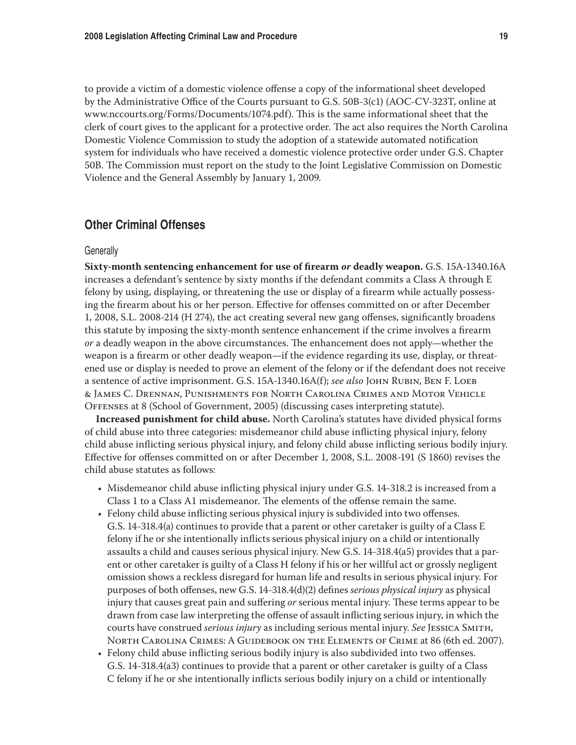to provide a victim of a domestic violence offense a copy of the informational sheet developed by the Administrative Office of the Courts pursuant to G.S. 50B-3(c1) (AOC-CV-323T, online at www.nccourts.org/Forms/Documents/1074.pdf). This is the same informational sheet that the clerk of court gives to the applicant for a protective order. The act also requires the North Carolina Domestic Violence Commission to study the adoption of a statewide automated notification system for individuals who have received a domestic violence protective order under G.S. Chapter 50B. The Commission must report on the study to the Joint Legislative Commission on Domestic Violence and the General Assembly by January 1, 2009.

## Other Criminal Offenses

### Generally

**Sixty-month sentencing enhancement for use of firearm *or* deadly weapon.** G.S. 15A-1340.16A increases a defendant's sentence by sixty months if the defendant commits a Class A through E felony by using, displaying, or threatening the use or display of a firearm while actually possessing the firearm about his or her person. Effective for offenses committed on or after December 1, 2008, S.L. 2008-214 (H 274), the act creating several new gang offenses, significantly broadens this statute by imposing the sixty-month sentence enhancement if the crime involves a firearm *or* a deadly weapon in the above circumstances. The enhancement does not apply—whether the weapon is a firearm or other deadly weapon—if the evidence regarding its use, display, or threatened use or display is needed to prove an element of the felony or if the defendant does not receive a sentence of active imprisonment. G.S. 15A-1340.16A(f); *see also* John Rubin, Ben F. Loeb & James C. Drennan, Punishments for North Carolina Crimes and Motor Vehicle Offenses at 8 (School of Government, 2005) (discussing cases interpreting statute).

**Increased punishment for child abuse.** North Carolina's statutes have divided physical forms of child abuse into three categories: misdemeanor child abuse inflicting physical injury, felony child abuse inflicting serious physical injury, and felony child abuse inflicting serious bodily injury. Effective for offenses committed on or after December 1, 2008, S.L. 2008-191 (S 1860) revises the child abuse statutes as follows:

- Misdemeanor child abuse inflicting physical injury under G.S. 14-318.2 is increased from a Class 1 to a Class A1 misdemeanor. The elements of the offense remain the same.
- Felony child abuse inflicting serious physical injury is subdivided into two offenses. G.S. 14-318.4(a) continues to provide that a parent or other caretaker is guilty of a Class E felony if he or she intentionally inflicts serious physical injury on a child or intentionally assaults a child and causes serious physical injury. New G.S. 14-318.4(a5) provides that a parent or other caretaker is guilty of a Class H felony if his or her willful act or grossly negligent omission shows a reckless disregard for human life and results in serious physical injury. For purposes of both offenses, new G.S. 14-318.4(d)(2) defines *serious physical injury* as physical injury that causes great pain and suffering *or* serious mental injury. These terms appear to be drawn from case law interpreting the offense of assault inflicting serious injury, in which the courts have construed *serious injury* as including serious mental injury. *See* Jessica Smith, North Carolina Crimes: A Guidebook on the Elements of Crime at 86 (6th ed. 2007).
- Felony child abuse inflicting serious bodily injury is also subdivided into two offenses. G.S. 14-318.4(a3) continues to provide that a parent or other caretaker is guilty of a Class C felony if he or she intentionally inflicts serious bodily injury on a child or intentionally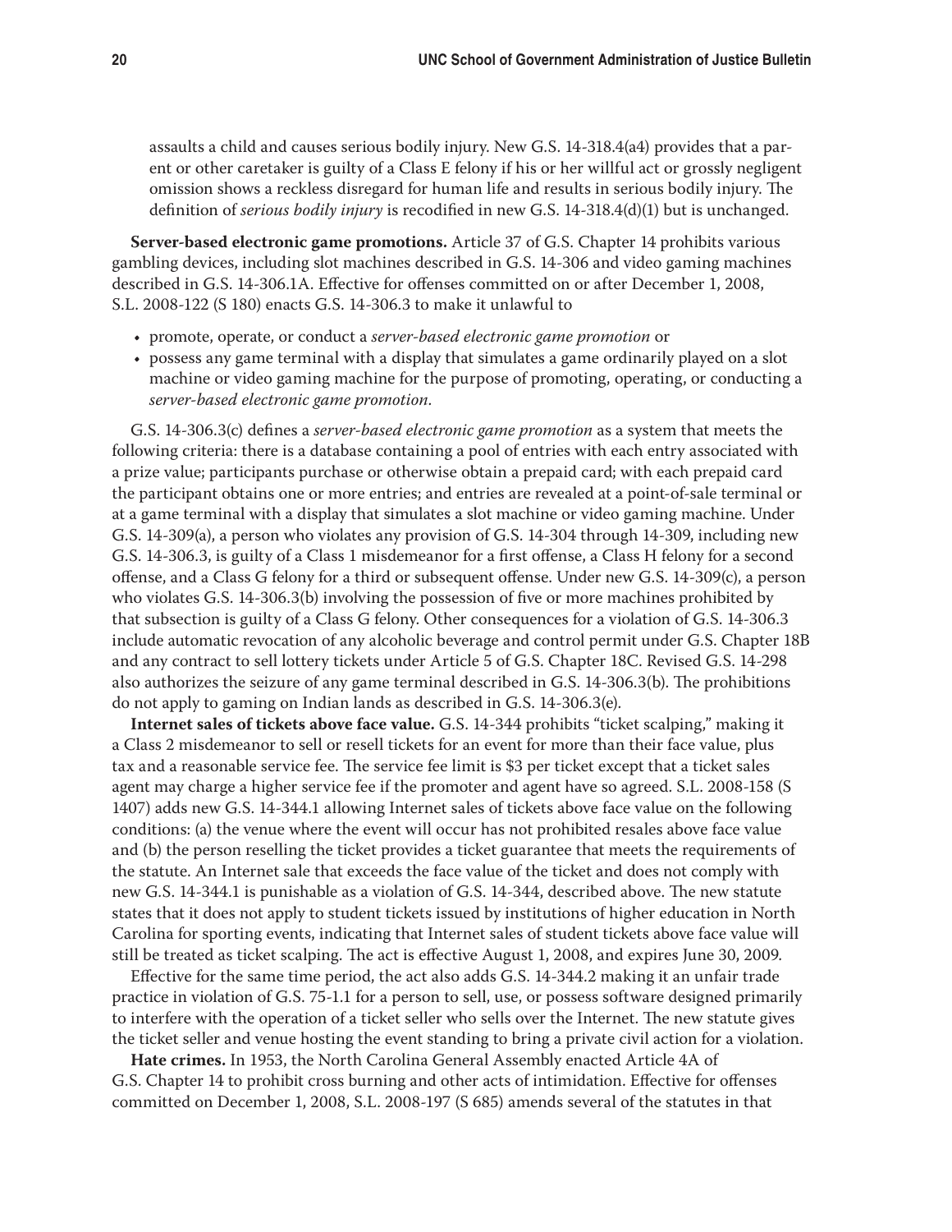assaults a child and causes serious bodily injury. New G.S. 14-318.4(a4) provides that a parent or other caretaker is guilty of a Class E felony if his or her willful act or grossly negligent omission shows a reckless disregard for human life and results in serious bodily injury. The definition of *serious bodily injury* is recodified in new G.S. 14-318.4(d)(1) but is unchanged.

**Server-based electronic game promotions.** Article 37 of G.S. Chapter 14 prohibits various gambling devices, including slot machines described in G.S. 14-306 and video gaming machines described in G.S. 14-306.1A. Effective for offenses committed on or after December 1, 2008, S.L. 2008-122 (S 180) enacts G.S. 14-306.3 to make it unlawful to

- promote, operate, or conduct a *server-based electronic game promotion* or
- possess any game terminal with a display that simulates a game ordinarily played on a slot machine or video gaming machine for the purpose of promoting, operating, or conducting a *server-based electronic game promotion*.

G.S. 14-306.3(c) defines a *server-based electronic game promotion* as a system that meets the following criteria: there is a database containing a pool of entries with each entry associated with a prize value; participants purchase or otherwise obtain a prepaid card; with each prepaid card the participant obtains one or more entries; and entries are revealed at a point-of-sale terminal or at a game terminal with a display that simulates a slot machine or video gaming machine. Under G.S. 14-309(a), a person who violates any provision of G.S. 14-304 through 14-309, including new G.S. 14-306.3, is guilty of a Class 1 misdemeanor for a first offense, a Class H felony for a second offense, and a Class G felony for a third or subsequent offense. Under new G.S. 14-309(c), a person who violates G.S. 14-306.3(b) involving the possession of five or more machines prohibited by that subsection is guilty of a Class G felony. Other consequences for a violation of G.S. 14-306.3 include automatic revocation of any alcoholic beverage and control permit under G.S. Chapter 18B and any contract to sell lottery tickets under Article 5 of G.S. Chapter 18C. Revised G.S. 14-298 also authorizes the seizure of any game terminal described in G.S. 14-306.3(b). The prohibitions do not apply to gaming on Indian lands as described in G.S. 14-306.3(e).

**Internet sales of tickets above face value.** G.S. 14-344 prohibits "ticket scalping," making it a Class 2 misdemeanor to sell or resell tickets for an event for more than their face value, plus tax and a reasonable service fee. The service fee limit is $3 per ticket except that a ticket sales agent may charge a higher service fee if the promoter and agent have so agreed. S.L. 2008-158 (S 1407) adds new G.S. 14-344.1 allowing Internet sales of tickets above face value on the following conditions: (a) the venue where the event will occur has not prohibited resales above face value and (b) the person reselling the ticket provides a ticket guarantee that meets the requirements of the statute. An Internet sale that exceeds the face value of the ticket and does not comply with new G.S. 14-344.1 is punishable as a violation of G.S. 14-344, described above. The new statute states that it does not apply to student tickets issued by institutions of higher education in North Carolina for sporting events, indicating that Internet sales of student tickets above face value will still be treated as ticket scalping. The act is effective August 1, 2008, and expires June 30, 2009.

Effective for the same time period, the act also adds G.S. 14-344.2 making it an unfair trade practice in violation of G.S. 75-1.1 for a person to sell, use, or possess software designed primarily to interfere with the operation of a ticket seller who sells over the Internet. The new statute gives the ticket seller and venue hosting the event standing to bring a private civil action for a violation.

**Hate crimes.** In 1953, the North Carolina General Assembly enacted Article 4A of G.S. Chapter 14 to prohibit cross burning and other acts of intimidation. Effective for offenses committed on December 1, 2008, S.L. 2008-197 (S 685) amends several of the statutes in that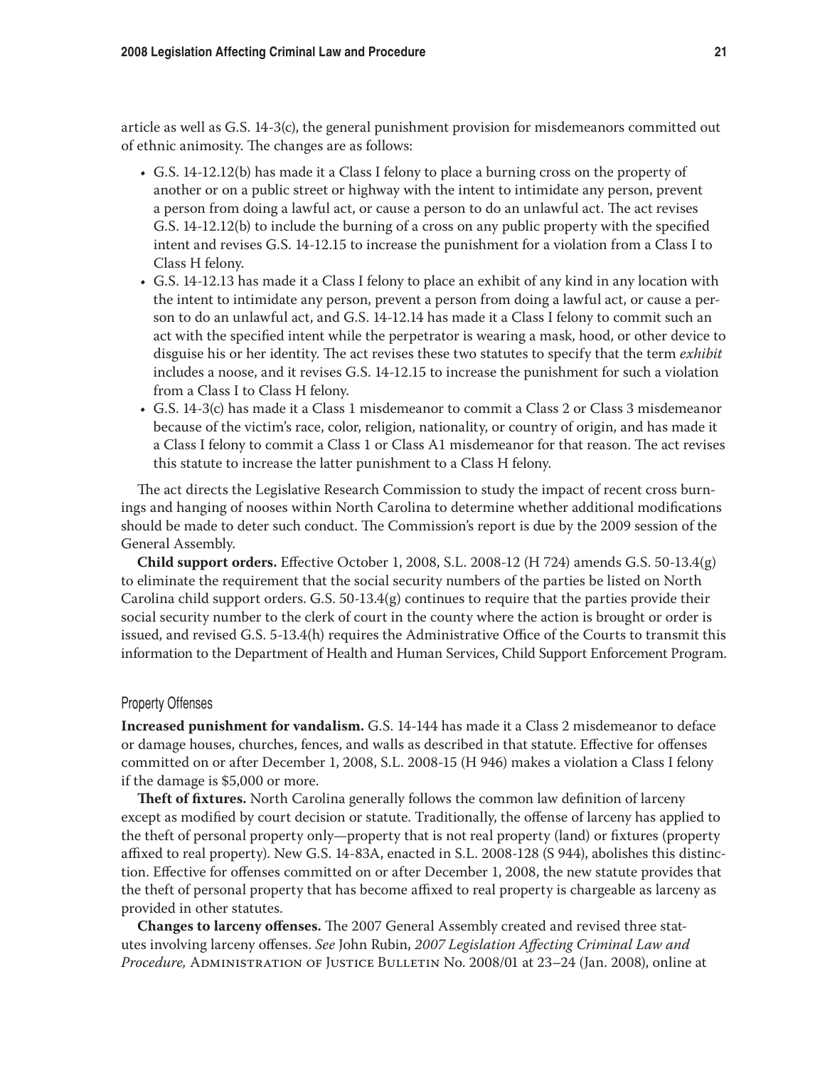article as well as G.S. 14-3(c), the general punishment provision for misdemeanors committed out of ethnic animosity. The changes are as follows:

- G.S. 14-12.12(b) has made it a Class I felony to place a burning cross on the property of another or on a public street or highway with the intent to intimidate any person, prevent a person from doing a lawful act, or cause a person to do an unlawful act. The act revises G.S. 14-12.12(b) to include the burning of a cross on any public property with the specified intent and revises G.S. 14-12.15 to increase the punishment for a violation from a Class I to Class H felony.
- G.S. 14-12.13 has made it a Class I felony to place an exhibit of any kind in any location with the intent to intimidate any person, prevent a person from doing a lawful act, or cause a person to do an unlawful act, and G.S. 14-12.14 has made it a Class I felony to commit such an act with the specified intent while the perpetrator is wearing a mask, hood, or other device to disguise his or her identity. The act revises these two statutes to specify that the term *exhibit* includes a noose, and it revises G.S. 14-12.15 to increase the punishment for such a violation from a Class I to Class H felony.
- G.S. 14-3(c) has made it a Class 1 misdemeanor to commit a Class 2 or Class 3 misdemeanor because of the victim's race, color, religion, nationality, or country of origin, and has made it a Class I felony to commit a Class 1 or Class A1 misdemeanor for that reason. The act revises this statute to increase the latter punishment to a Class H felony.

The act directs the Legislative Research Commission to study the impact of recent cross burnings and hanging of nooses within North Carolina to determine whether additional modifications should be made to deter such conduct. The Commission's report is due by the 2009 session of the General Assembly.

**Child support orders.** Effective October 1, 2008, S.L. 2008-12 (H 724) amends G.S. 50-13.4(g) to eliminate the requirement that the social security numbers of the parties be listed on North Carolina child support orders. G.S. 50-13.4(g) continues to require that the parties provide their social security number to the clerk of court in the county where the action is brought or order is issued, and revised G.S. 5-13.4(h) requires the Administrative Office of the Courts to transmit this information to the Department of Health and Human Services, Child Support Enforcement Program.

### Property Offenses

**Increased punishment for vandalism.** G.S. 14-144 has made it a Class 2 misdemeanor to deface or damage houses, churches, fences, and walls as described in that statute. Effective for offenses committed on or after December 1, 2008, S.L. 2008-15 (H 946) makes a violation a Class I felony if the damage is $5,000 or more.

**Theft of fixtures.** North Carolina generally follows the common law definition of larceny except as modified by court decision or statute. Traditionally, the offense of larceny has applied to the theft of personal property only—property that is not real property (land) or fixtures (property affixed to real property). New G.S. 14-83A, enacted in S.L. 2008-128 (S 944), abolishes this distinction. Effective for offenses committed on or after December 1, 2008, the new statute provides that the theft of personal property that has become affixed to real property is chargeable as larceny as provided in other statutes.

**Changes to larceny offenses.** The 2007 General Assembly created and revised three statutes involving larceny offenses. *See* John Rubin, *2007 Legislation Affecting Criminal Law and Procedure,* Administration of Justice Bulletin No. 2008/01 at 23–24 (Jan. 2008), online at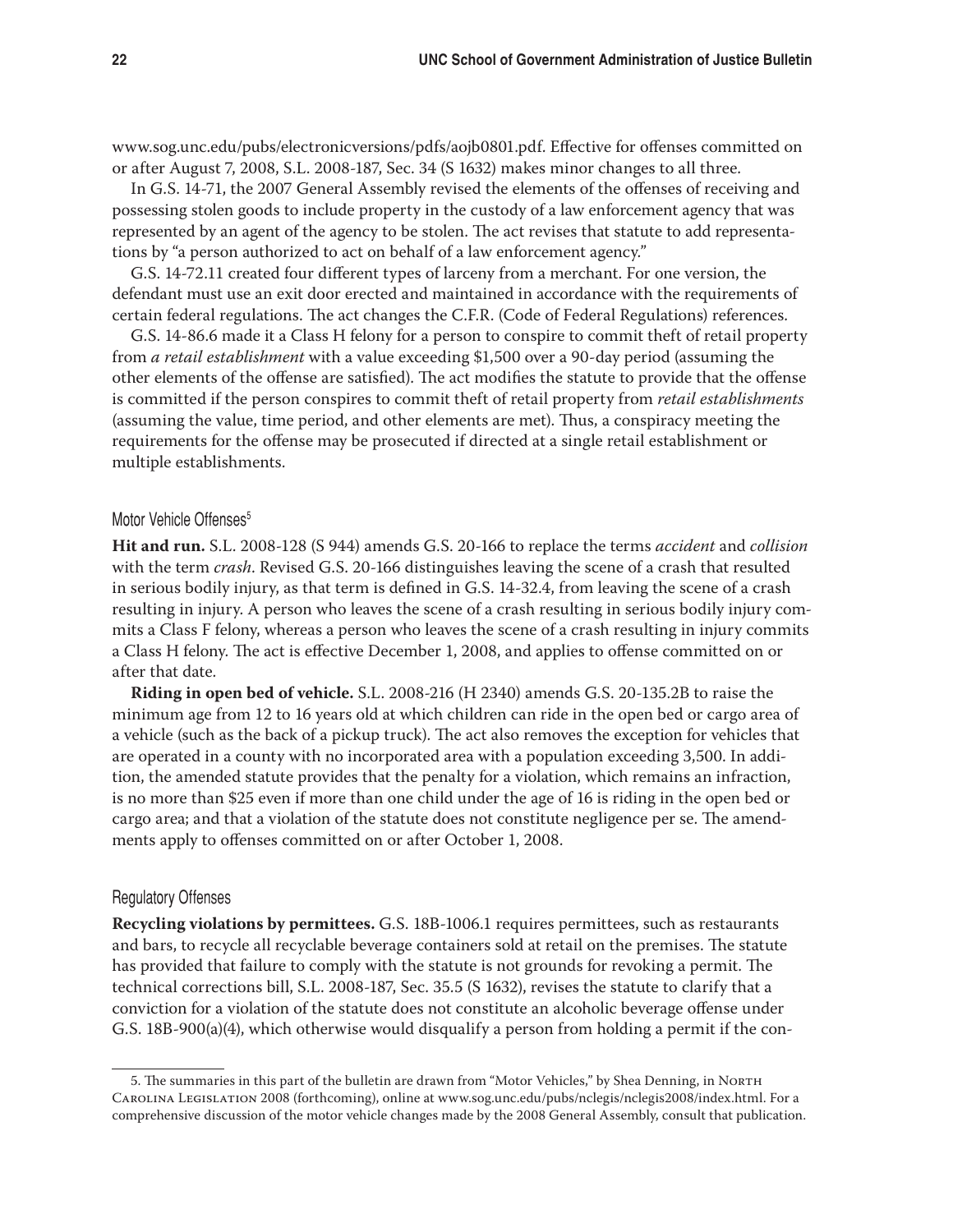www.sog.unc.edu/pubs/electronicversions/pdfs/aojb0801.pdf. Effective for offenses committed on or after August 7, 2008, S.L. 2008-187, Sec. 34 (S 1632) makes minor changes to all three.

In G.S. 14-71, the 2007 General Assembly revised the elements of the offenses of receiving and possessing stolen goods to include property in the custody of a law enforcement agency that was represented by an agent of the agency to be stolen. The act revises that statute to add representations by "a person authorized to act on behalf of a law enforcement agency."

G.S. 14-72.11 created four different types of larceny from a merchant. For one version, the defendant must use an exit door erected and maintained in accordance with the requirements of certain federal regulations. The act changes the C.F.R. (Code of Federal Regulations) references.

G.S. 14-86.6 made it a Class H felony for a person to conspire to commit theft of retail property from *a retail establishment* with a value exceeding $1,500 over a 90-day period (assuming the other elements of the offense are satisfied). The act modifies the statute to provide that the offense is committed if the person conspires to commit theft of retail property from *retail establishments* (assuming the value, time period, and other elements are met). Thus, a conspiracy meeting the requirements for the offense may be prosecuted if directed at a single retail establishment or multiple establishments.

### Motor Vehicle Offenses[5]

**Hit and run.** S.L. 2008-128 (S 944) amends G.S. 20-166 to replace the terms *accident* and *collision* with the term *crash*. Revised G.S. 20-166 distinguishes leaving the scene of a crash that resulted in serious bodily injury, as that term is defined in G.S. 14-32.4, from leaving the scene of a crash resulting in injury. A person who leaves the scene of a crash resulting in serious bodily injury commits a Class F felony, whereas a person who leaves the scene of a crash resulting in injury commits a Class H felony. The act is effective December 1, 2008, and applies to offense committed on or after that date.

**Riding in open bed of vehicle.** S.L. 2008-216 (H 2340) amends G.S. 20-135.2B to raise the minimum age from 12 to 16 years old at which children can ride in the open bed or cargo area of a vehicle (such as the back of a pickup truck). The act also removes the exception for vehicles that are operated in a county with no incorporated area with a population exceeding 3,500. In addition, the amended statute provides that the penalty for a violation, which remains an infraction, is no more than $25 even if more than one child under the age of 16 is riding in the open bed or cargo area; and that a violation of the statute does not constitute negligence per se. The amendments apply to offenses committed on or after October 1, 2008.

### Regulatory Offenses

**Recycling violations by permittees.** G.S. 18B-1006.1 requires permittees, such as restaurants and bars, to recycle all recyclable beverage containers sold at retail on the premises. The statute has provided that failure to comply with the statute is not grounds for revoking a permit. The technical corrections bill, S.L. 2008-187, Sec. 35.5 (S 1632), revises the statute to clarify that a conviction for a violation of the statute does not constitute an alcoholic beverage offense under G.S. 18B-900(a)(4), which otherwise would disqualify a person from holding a permit if the con-

---

5. The summaries in this part of the bulletin are drawn from "Motor Vehicles," by Shea Denning, in North Carolina Legislation 2008 (forthcoming), online at www.sog.unc.edu/pubs/nclegis/nclegis2008/index.html. For a comprehensive discussion of the motor vehicle changes made by the 2008 General Assembly, consult that publication.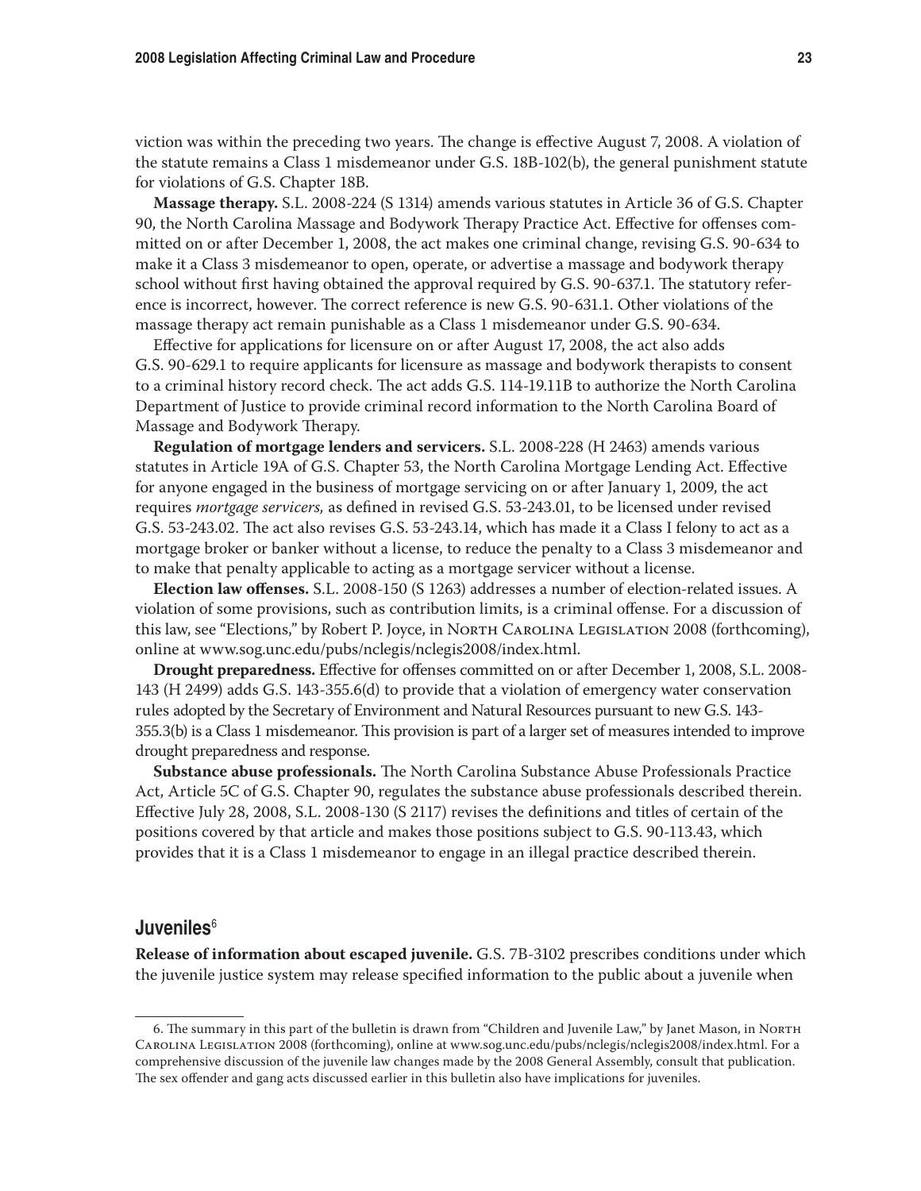viction was within the preceding two years. The change is effective August 7, 2008. A violation of the statute remains a Class 1 misdemeanor under G.S. 18B-102(b), the general punishment statute for violations of G.S. Chapter 18B.

**Massage therapy.** S.L. 2008-224 (S 1314) amends various statutes in Article 36 of G.S. Chapter 90, the North Carolina Massage and Bodywork Therapy Practice Act. Effective for offenses committed on or after December 1, 2008, the act makes one criminal change, revising G.S. 90-634 to make it a Class 3 misdemeanor to open, operate, or advertise a massage and bodywork therapy school without first having obtained the approval required by G.S. 90-637.1. The statutory reference is incorrect, however. The correct reference is new G.S. 90-631.1. Other violations of the massage therapy act remain punishable as a Class 1 misdemeanor under G.S. 90-634.

Effective for applications for licensure on or after August 17, 2008, the act also adds G.S. 90-629.1 to require applicants for licensure as massage and bodywork therapists to consent to a criminal history record check. The act adds G.S. 114-19.11B to authorize the North Carolina Department of Justice to provide criminal record information to the North Carolina Board of Massage and Bodywork Therapy.

**Regulation of mortgage lenders and servicers.** S.L. 2008-228 (H 2463) amends various statutes in Article 19A of G.S. Chapter 53, the North Carolina Mortgage Lending Act. Effective for anyone engaged in the business of mortgage servicing on or after January 1, 2009, the act requires *mortgage servicers,* as defined in revised G.S. 53-243.01, to be licensed under revised G.S. 53-243.02. The act also revises G.S. 53-243.14, which has made it a Class I felony to act as a mortgage broker or banker without a license, to reduce the penalty to a Class 3 misdemeanor and to make that penalty applicable to acting as a mortgage servicer without a license.

**Election law offenses.** S.L. 2008-150 (S 1263) addresses a number of election-related issues. A violation of some provisions, such as contribution limits, is a criminal offense. For a discussion of this law, see "Elections," by Robert P. Joyce, in North Carolina Legislation 2008 (forthcoming), online at www.sog.unc.edu/pubs/nclegis/nclegis2008/index.html.

**Drought preparedness.** Effective for offenses committed on or after December 1, 2008, S.L. 2008-143 (H 2499) adds G.S. 143-355.6(d) to provide that a violation of emergency water conservation rules adopted by the Secretary of Environment and Natural Resources pursuant to new G.S. 143-355.3(b) is a Class 1 misdemeanor. This provision is part of a larger set of measures intended to improve drought preparedness and response.

**Substance abuse professionals.** The North Carolina Substance Abuse Professionals Practice Act, Article 5C of G.S. Chapter 90, regulates the substance abuse professionals described therein. Effective July 28, 2008, S.L. 2008-130 (S 2117) revises the definitions and titles of certain of the positions covered by that article and makes those positions subject to G.S. 90-113.43, which provides that it is a Class 1 misdemeanor to engage in an illegal practice described therein.

## Juveniles[6]

**Release of information about escaped juvenile.** G.S. 7B-3102 prescribes conditions under which the juvenile justice system may release specified information to the public about a juvenile when

6. The summary in this part of the bulletin is drawn from "Children and Juvenile Law," by Janet Mason, in North Carolina Legislation 2008 (forthcoming), online at www.sog.unc.edu/pubs/nclegis/nclegis2008/index.html. For a comprehensive discussion of the juvenile law changes made by the 2008 General Assembly, consult that publication. The sex offender and gang acts discussed earlier in this bulletin also have implications for juveniles.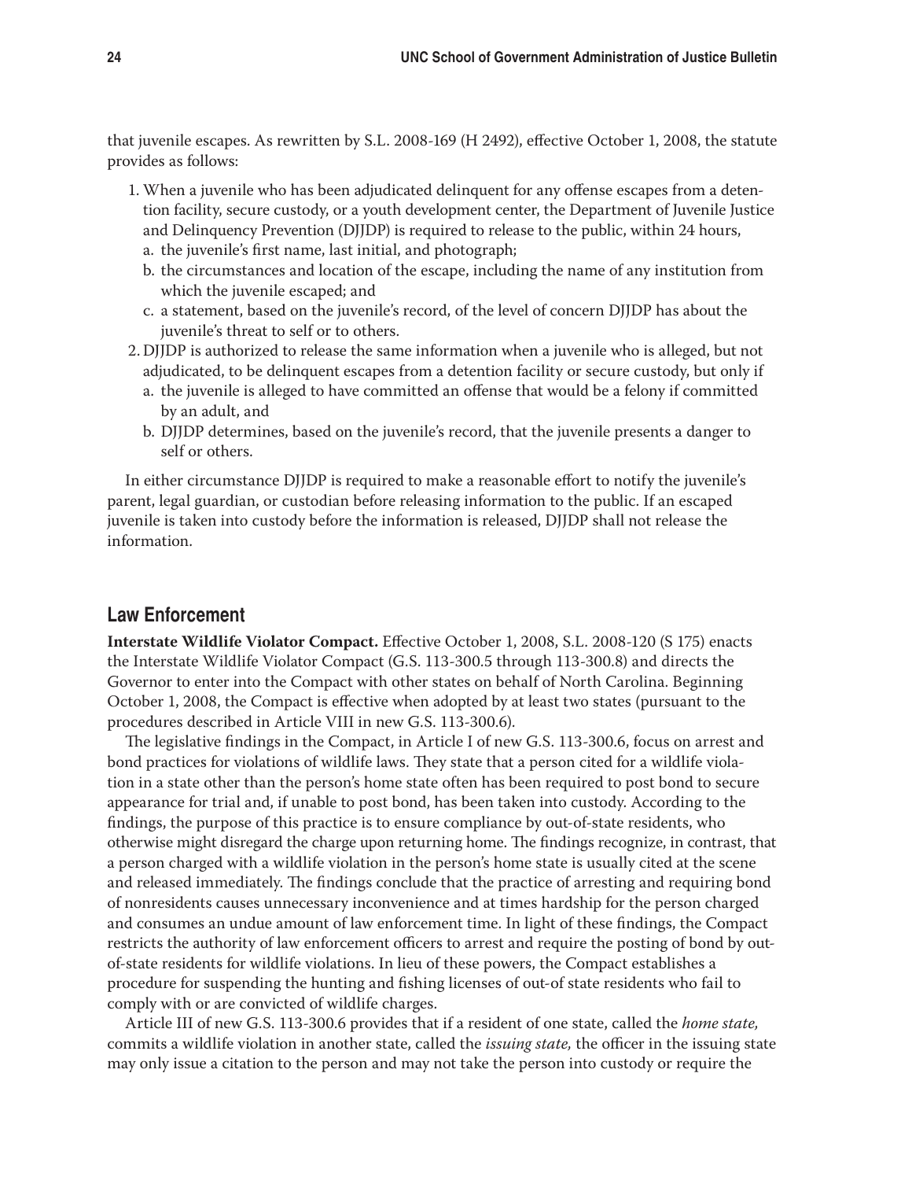that juvenile escapes. As rewritten by S.L. 2008-169 (H 2492), effective October 1, 2008, the statute provides as follows:

1. When a juvenile who has been adjudicated delinquent for any offense escapes from a detention facility, secure custody, or a youth development center, the Department of Juvenile Justice and Delinquency Prevention (DJJDP) is required to release to the public, within 24 hours,
   a. the juvenile's first name, last initial, and photograph;
   b. the circumstances and location of the escape, including the name of any institution from which the juvenile escaped; and
   c. a statement, based on the juvenile's record, of the level of concern DJJDP has about the juvenile's threat to self or to others.
2. DJJDP is authorized to release the same information when a juvenile who is alleged, but not adjudicated, to be delinquent escapes from a detention facility or secure custody, but only if
   a. the juvenile is alleged to have committed an offense that would be a felony if committed by an adult, and
   b. DJJDP determines, based on the juvenile's record, that the juvenile presents a danger to self or others.

In either circumstance DJJDP is required to make a reasonable effort to notify the juvenile's parent, legal guardian, or custodian before releasing information to the public. If an escaped juvenile is taken into custody before the information is released, DJJDP shall not release the information.

## Law Enforcement

**Interstate Wildlife Violator Compact.** Effective October 1, 2008, S.L. 2008-120 (S 175) enacts the Interstate Wildlife Violator Compact (G.S. 113-300.5 through 113-300.8) and directs the Governor to enter into the Compact with other states on behalf of North Carolina. Beginning October 1, 2008, the Compact is effective when adopted by at least two states (pursuant to the procedures described in Article VIII in new G.S. 113-300.6).

The legislative findings in the Compact, in Article I of new G.S. 113-300.6, focus on arrest and bond practices for violations of wildlife laws. They state that a person cited for a wildlife violation in a state other than the person's home state often has been required to post bond to secure appearance for trial and, if unable to post bond, has been taken into custody. According to the findings, the purpose of this practice is to ensure compliance by out-of-state residents, who otherwise might disregard the charge upon returning home. The findings recognize, in contrast, that a person charged with a wildlife violation in the person's home state is usually cited at the scene and released immediately. The findings conclude that the practice of arresting and requiring bond of nonresidents causes unnecessary inconvenience and at times hardship for the person charged and consumes an undue amount of law enforcement time. In light of these findings, the Compact restricts the authority of law enforcement officers to arrest and require the posting of bond by out-of-state residents for wildlife violations. In lieu of these powers, the Compact establishes a procedure for suspending the hunting and fishing licenses of out-of state residents who fail to comply with or are convicted of wildlife charges.

Article III of new G.S. 113-300.6 provides that if a resident of one state, called the *home state,* commits a wildlife violation in another state, called the *issuing state,* the officer in the issuing state may only issue a citation to the person and may not take the person into custody or require the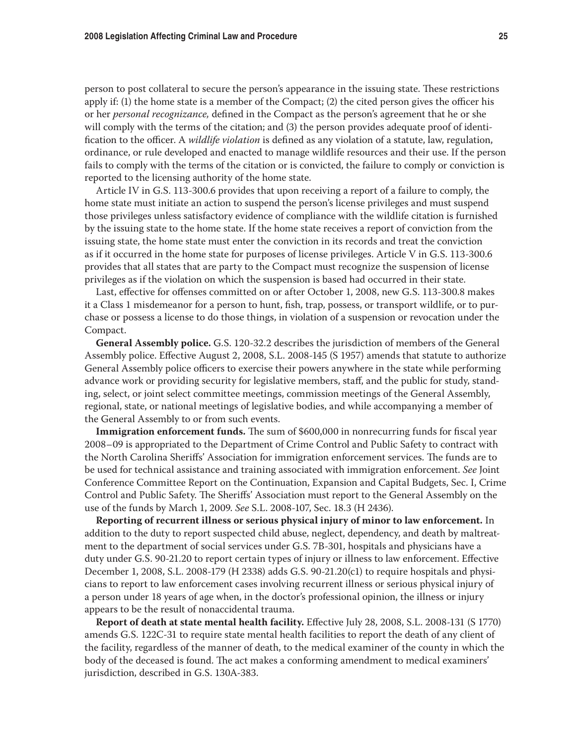person to post collateral to secure the person's appearance in the issuing state. These restrictions apply if: (1) the home state is a member of the Compact; (2) the cited person gives the officer his or her *personal recognizance,* defined in the Compact as the person's agreement that he or she will comply with the terms of the citation; and (3) the person provides adequate proof of identification to the officer. A *wildlife violation* is defined as any violation of a statute, law, regulation, ordinance, or rule developed and enacted to manage wildlife resources and their use. If the person fails to comply with the terms of the citation or is convicted, the failure to comply or conviction is reported to the licensing authority of the home state.

Article IV in G.S. 113-300.6 provides that upon receiving a report of a failure to comply, the home state must initiate an action to suspend the person's license privileges and must suspend those privileges unless satisfactory evidence of compliance with the wildlife citation is furnished by the issuing state to the home state. If the home state receives a report of conviction from the issuing state, the home state must enter the conviction in its records and treat the conviction as if it occurred in the home state for purposes of license privileges. Article V in G.S. 113-300.6 provides that all states that are party to the Compact must recognize the suspension of license privileges as if the violation on which the suspension is based had occurred in their state.

Last, effective for offenses committed on or after October 1, 2008, new G.S. 113-300.8 makes it a Class 1 misdemeanor for a person to hunt, fish, trap, possess, or transport wildlife, or to purchase or possess a license to do those things, in violation of a suspension or revocation under the Compact.

**General Assembly police.** G.S. 120-32.2 describes the jurisdiction of members of the General Assembly police. Effective August 2, 2008, S.L. 2008-145 (S 1957) amends that statute to authorize General Assembly police officers to exercise their powers anywhere in the state while performing advance work or providing security for legislative members, staff, and the public for study, standing, select, or joint select committee meetings, commission meetings of the General Assembly, regional, state, or national meetings of legislative bodies, and while accompanying a member of the General Assembly to or from such events.

**Immigration enforcement funds.** The sum of $600,000 in nonrecurring funds for fiscal year 2008–09 is appropriated to the Department of Crime Control and Public Safety to contract with the North Carolina Sheriffs' Association for immigration enforcement services. The funds are to be used for technical assistance and training associated with immigration enforcement. *See* Joint Conference Committee Report on the Continuation, Expansion and Capital Budgets, Sec. I, Crime Control and Public Safety. The Sheriffs' Association must report to the General Assembly on the use of the funds by March 1, 2009. *See* S.L. 2008-107, Sec. 18.3 (H 2436).

**Reporting of recurrent illness or serious physical injury of minor to law enforcement.** In addition to the duty to report suspected child abuse, neglect, dependency, and death by maltreatment to the department of social services under G.S. 7B-301, hospitals and physicians have a duty under G.S. 90-21.20 to report certain types of injury or illness to law enforcement. Effective December 1, 2008, S.L. 2008-179 (H 2338) adds G.S. 90-21.20(c1) to require hospitals and physicians to report to law enforcement cases involving recurrent illness or serious physical injury of a person under 18 years of age when, in the doctor's professional opinion, the illness or injury appears to be the result of nonaccidental trauma.

**Report of death at state mental health facility.** Effective July 28, 2008, S.L. 2008-131 (S 1770) amends G.S. 122C-31 to require state mental health facilities to report the death of any client of the facility, regardless of the manner of death, to the medical examiner of the county in which the body of the deceased is found. The act makes a conforming amendment to medical examiners' jurisdiction, described in G.S. 130A-383.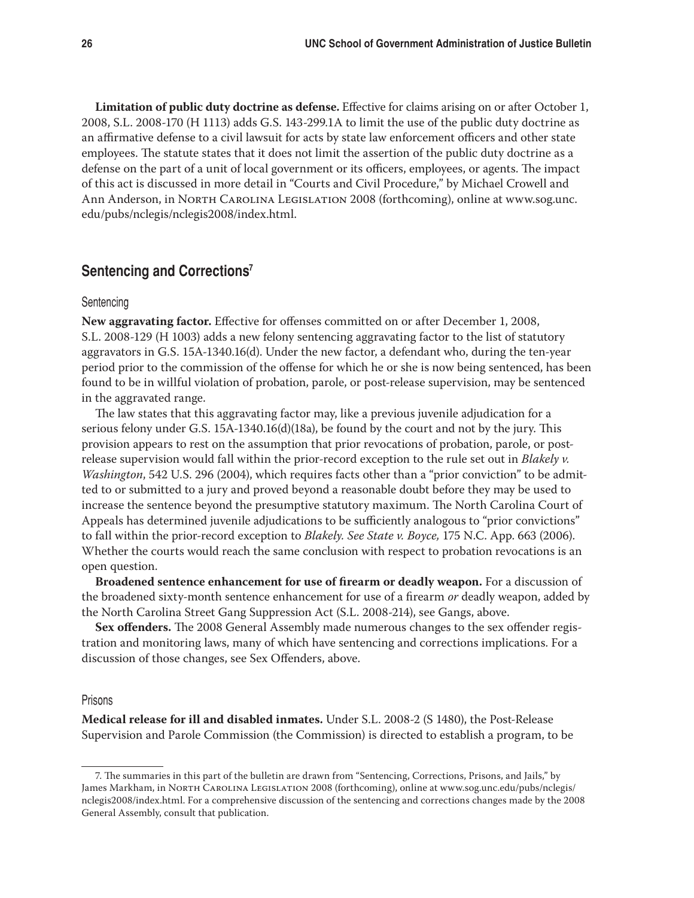**Limitation of public duty doctrine as defense.** Effective for claims arising on or after October 1, 2008, S.L. 2008-170 (H 1113) adds G.S. 143-299.1A to limit the use of the public duty doctrine as an affirmative defense to a civil lawsuit for acts by state law enforcement officers and other state employees. The statute states that it does not limit the assertion of the public duty doctrine as a defense on the part of a unit of local government or its officers, employees, or agents. The impact of this act is discussed in more detail in "Courts and Civil Procedure," by Michael Crowell and Ann Anderson, in North Carolina Legislation 2008 (forthcoming), online at www.sog.unc.edu/pubs/nclegis/nclegis2008/index.html.

## Sentencing and Corrections[7]

### Sentencing

**New aggravating factor.** Effective for offenses committed on or after December 1, 2008, S.L. 2008-129 (H 1003) adds a new felony sentencing aggravating factor to the list of statutory aggravators in G.S. 15A-1340.16(d). Under the new factor, a defendant who, during the ten-year period prior to the commission of the offense for which he or she is now being sentenced, has been found to be in willful violation of probation, parole, or post-release supervision, may be sentenced in the aggravated range.

The law states that this aggravating factor may, like a previous juvenile adjudication for a serious felony under G.S. 15A-1340.16(d)(18a), be found by the court and not by the jury. This provision appears to rest on the assumption that prior revocations of probation, parole, or post-release supervision would fall within the prior-record exception to the rule set out in *Blakely v. Washington*, 542 U.S. 296 (2004), which requires facts other than a "prior conviction" to be admitted to or submitted to a jury and proved beyond a reasonable doubt before they may be used to increase the sentence beyond the presumptive statutory maximum. The North Carolina Court of Appeals has determined juvenile adjudications to be sufficiently analogous to "prior convictions" to fall within the prior-record exception to *Blakely*. *See State v. Boyce,* 175 N.C. App. 663 (2006). Whether the courts would reach the same conclusion with respect to probation revocations is an open question.

**Broadened sentence enhancement for use of firearm or deadly weapon.** For a discussion of the broadened sixty-month sentence enhancement for use of a firearm *or* deadly weapon, added by the North Carolina Street Gang Suppression Act (S.L. 2008-214), see Gangs, above.

**Sex offenders.** The 2008 General Assembly made numerous changes to the sex offender registration and monitoring laws, many of which have sentencing and corrections implications. For a discussion of those changes, see Sex Offenders, above.

### Prisons

**Medical release for ill and disabled inmates.** Under S.L. 2008-2 (S 1480), the Post-Release Supervision and Parole Commission (the Commission) is directed to establish a program, to be

---

7. The summaries in this part of the bulletin are drawn from "Sentencing, Corrections, Prisons, and Jails," by James Markham, in North Carolina Legislation 2008 (forthcoming), online at www.sog.unc.edu/pubs/nclegis/nclegis2008/index.html. For a comprehensive discussion of the sentencing and corrections changes made by the 2008 General Assembly, consult that publication.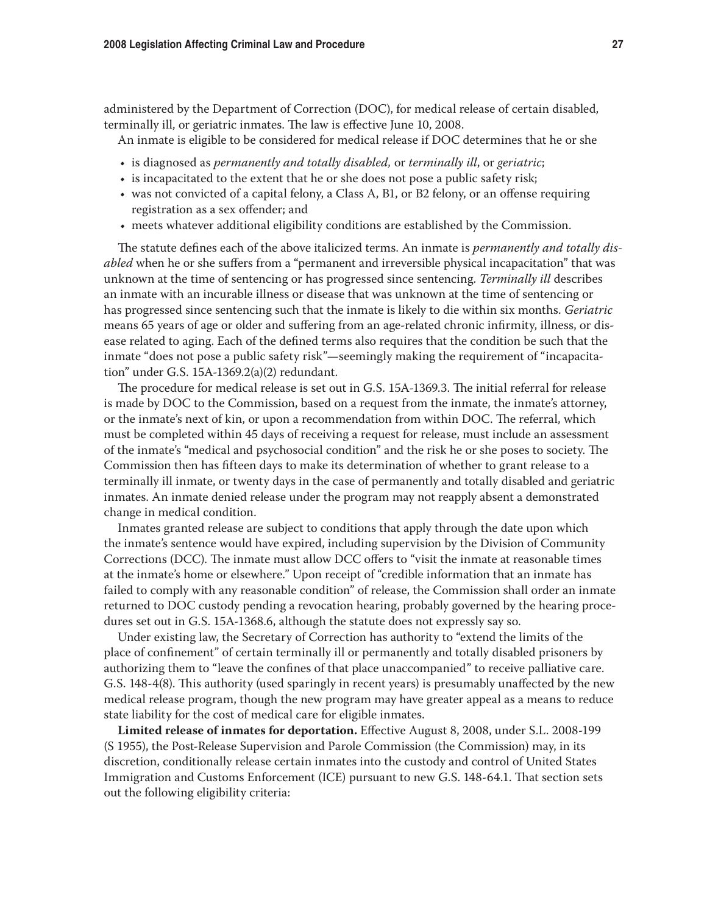administered by the Department of Correction (DOC), for medical release of certain disabled, terminally ill, or geriatric inmates. The law is effective June 10, 2008.

An inmate is eligible to be considered for medical release if DOC determines that he or she

- is diagnosed as *permanently and totally disabled,* or *terminally ill*, or *geriatric*;
- is incapacitated to the extent that he or she does not pose a public safety risk;
- was not convicted of a capital felony, a Class A, B1, or B2 felony, or an offense requiring registration as a sex offender; and
- meets whatever additional eligibility conditions are established by the Commission.

The statute defines each of the above italicized terms. An inmate is *permanently and totally disabled* when he or she suffers from a "permanent and irreversible physical incapacitation" that was unknown at the time of sentencing or has progressed since sentencing. *Terminally ill* describes an inmate with an incurable illness or disease that was unknown at the time of sentencing or has progressed since sentencing such that the inmate is likely to die within six months. *Geriatric* means 65 years of age or older and suffering from an age-related chronic infirmity, illness, or disease related to aging. Each of the defined terms also requires that the condition be such that the inmate "does not pose a public safety risk"—seemingly making the requirement of "incapacitation" under G.S. 15A-1369.2(a)(2) redundant.

The procedure for medical release is set out in G.S. 15A-1369.3. The initial referral for release is made by DOC to the Commission, based on a request from the inmate, the inmate's attorney, or the inmate's next of kin, or upon a recommendation from within DOC. The referral, which must be completed within 45 days of receiving a request for release, must include an assessment of the inmate's "medical and psychosocial condition" and the risk he or she poses to society. The Commission then has fifteen days to make its determination of whether to grant release to a terminally ill inmate, or twenty days in the case of permanently and totally disabled and geriatric inmates. An inmate denied release under the program may not reapply absent a demonstrated change in medical condition.

Inmates granted release are subject to conditions that apply through the date upon which the inmate's sentence would have expired, including supervision by the Division of Community Corrections (DCC). The inmate must allow DCC offers to "visit the inmate at reasonable times at the inmate's home or elsewhere." Upon receipt of "credible information that an inmate has failed to comply with any reasonable condition" of release, the Commission shall order an inmate returned to DOC custody pending a revocation hearing, probably governed by the hearing procedures set out in G.S. 15A-1368.6, although the statute does not expressly say so.

Under existing law, the Secretary of Correction has authority to "extend the limits of the place of confinement" of certain terminally ill or permanently and totally disabled prisoners by authorizing them to "leave the confines of that place unaccompanied" to receive palliative care. G.S. 148-4(8). This authority (used sparingly in recent years) is presumably unaffected by the new medical release program, though the new program may have greater appeal as a means to reduce state liability for the cost of medical care for eligible inmates.

**Limited release of inmates for deportation.** Effective August 8, 2008, under S.L. 2008-199 (S 1955), the Post-Release Supervision and Parole Commission (the Commission) may, in its discretion, conditionally release certain inmates into the custody and control of United States Immigration and Customs Enforcement (ICE) pursuant to new G.S. 148-64.1. That section sets out the following eligibility criteria: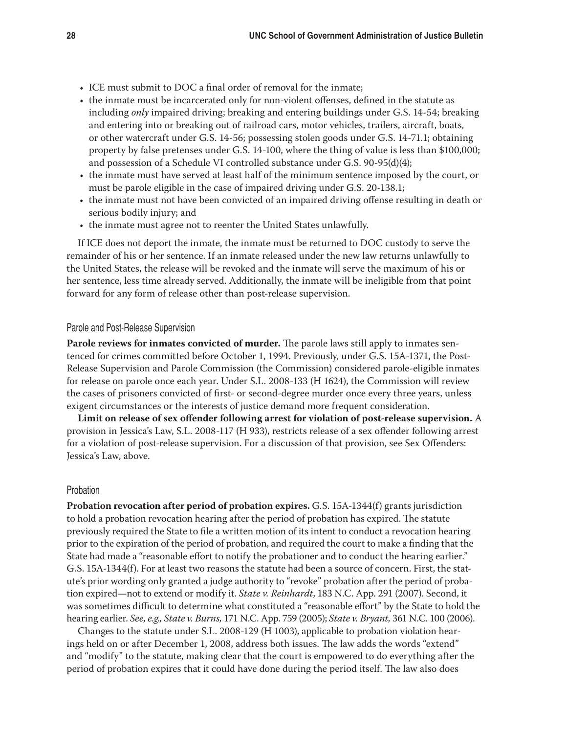- ICE must submit to DOC a final order of removal for the inmate;
- the inmate must be incarcerated only for non-violent offenses, defined in the statute as including *only* impaired driving; breaking and entering buildings under G.S. 14-54; breaking and entering into or breaking out of railroad cars, motor vehicles, trailers, aircraft, boats, or other watercraft under G.S. 14-56; possessing stolen goods under G.S. 14-71.1; obtaining property by false pretenses under G.S. 14-100, where the thing of value is less than $100,000; and possession of a Schedule VI controlled substance under G.S. 90-95(d)(4);
- the inmate must have served at least half of the minimum sentence imposed by the court, or must be parole eligible in the case of impaired driving under G.S. 20-138.1;
- the inmate must not have been convicted of an impaired driving offense resulting in death or serious bodily injury; and
- the inmate must agree not to reenter the United States unlawfully.

If ICE does not deport the inmate, the inmate must be returned to DOC custody to serve the remainder of his or her sentence. If an inmate released under the new law returns unlawfully to the United States, the release will be revoked and the inmate will serve the maximum of his or her sentence, less time already served. Additionally, the inmate will be ineligible from that point forward for any form of release other than post-release supervision.

### Parole and Post-Release Supervision

**Parole reviews for inmates convicted of murder.** The parole laws still apply to inmates sentenced for crimes committed before October 1, 1994. Previously, under G.S. 15A-1371, the Post-Release Supervision and Parole Commission (the Commission) considered parole-eligible inmates for release on parole once each year. Under S.L. 2008-133 (H 1624), the Commission will review the cases of prisoners convicted of first- or second-degree murder once every three years, unless exigent circumstances or the interests of justice demand more frequent consideration.

**Limit on release of sex offender following arrest for violation of post-release supervision.** A provision in Jessica's Law, S.L. 2008-117 (H 933), restricts release of a sex offender following arrest for a violation of post-release supervision. For a discussion of that provision, see Sex Offenders: Jessica's Law, above.

### Probation

**Probation revocation after period of probation expires.** G.S. 15A-1344(f) grants jurisdiction to hold a probation revocation hearing after the period of probation has expired. The statute previously required the State to file a written motion of its intent to conduct a revocation hearing prior to the expiration of the period of probation, and required the court to make a finding that the State had made a "reasonable effort to notify the probationer and to conduct the hearing earlier." G.S. 15A-1344(f). For at least two reasons the statute had been a source of concern. First, the statute's prior wording only granted a judge authority to "revoke" probation after the period of probation expired—not to extend or modify it. *State v. Reinhardt*, 183 N.C. App. 291 (2007). Second, it was sometimes difficult to determine what constituted a "reasonable effort" by the State to hold the hearing earlier. *See, e.g., State v. Burns,* 171 N.C. App. 759 (2005); *State v. Bryant,* 361 N.C. 100 (2006).

Changes to the statute under S.L. 2008-129 (H 1003), applicable to probation violation hearings held on or after December 1, 2008, address both issues. The law adds the words "extend" and "modify" to the statute, making clear that the court is empowered to do everything after the period of probation expires that it could have done during the period itself. The law also does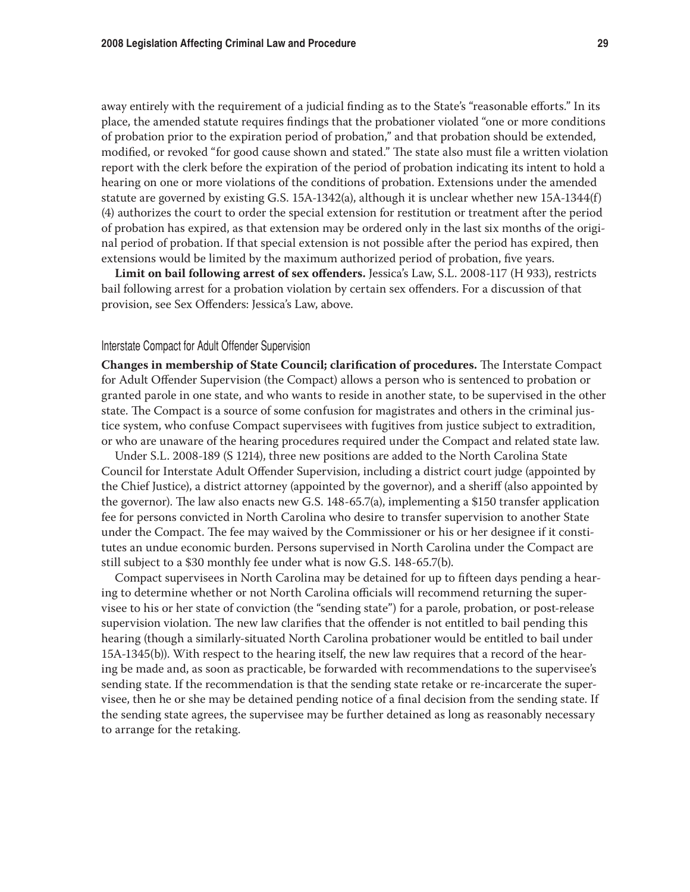away entirely with the requirement of a judicial finding as to the State's "reasonable efforts." In its place, the amended statute requires findings that the probationer violated "one or more conditions of probation prior to the expiration period of probation," and that probation should be extended, modified, or revoked "for good cause shown and stated." The state also must file a written violation report with the clerk before the expiration of the period of probation indicating its intent to hold a hearing on one or more violations of the conditions of probation. Extensions under the amended statute are governed by existing G.S. 15A-1342(a), although it is unclear whether new 15A-1344(f)(4) authorizes the court to order the special extension for restitution or treatment after the period of probation has expired, as that extension may be ordered only in the last six months of the original period of probation. If that special extension is not possible after the period has expired, then extensions would be limited by the maximum authorized period of probation, five years.

**Limit on bail following arrest of sex offenders.** Jessica's Law, S.L. 2008-117 (H 933), restricts bail following arrest for a probation violation by certain sex offenders. For a discussion of that provision, see Sex Offenders: Jessica's Law, above.

### Interstate Compact for Adult Offender Supervision

**Changes in membership of State Council; clarification of procedures.** The Interstate Compact for Adult Offender Supervision (the Compact) allows a person who is sentenced to probation or granted parole in one state, and who wants to reside in another state, to be supervised in the other state. The Compact is a source of some confusion for magistrates and others in the criminal justice system, who confuse Compact supervisees with fugitives from justice subject to extradition, or who are unaware of the hearing procedures required under the Compact and related state law.

Under S.L. 2008-189 (S 1214), three new positions are added to the North Carolina State Council for Interstate Adult Offender Supervision, including a district court judge (appointed by the Chief Justice), a district attorney (appointed by the governor), and a sheriff (also appointed by the governor). The law also enacts new G.S. 148-65.7(a), implementing a $150 transfer application fee for persons convicted in North Carolina who desire to transfer supervision to another State under the Compact. The fee may waived by the Commissioner or his or her designee if it constitutes an undue economic burden. Persons supervised in North Carolina under the Compact are still subject to a $30 monthly fee under what is now G.S. 148-65.7(b).

Compact supervisees in North Carolina may be detained for up to fifteen days pending a hearing to determine whether or not North Carolina officials will recommend returning the supervisee to his or her state of conviction (the "sending state") for a parole, probation, or post-release supervision violation. The new law clarifies that the offender is not entitled to bail pending this hearing (though a similarly-situated North Carolina probationer would be entitled to bail under 15A-1345(b)). With respect to the hearing itself, the new law requires that a record of the hearing be made and, as soon as practicable, be forwarded with recommendations to the supervisee's sending state. If the recommendation is that the sending state retake or re-incarcerate the supervisee, then he or she may be detained pending notice of a final decision from the sending state. If the sending state agrees, the supervisee may be further detained as long as reasonably necessary to arrange for the retaking.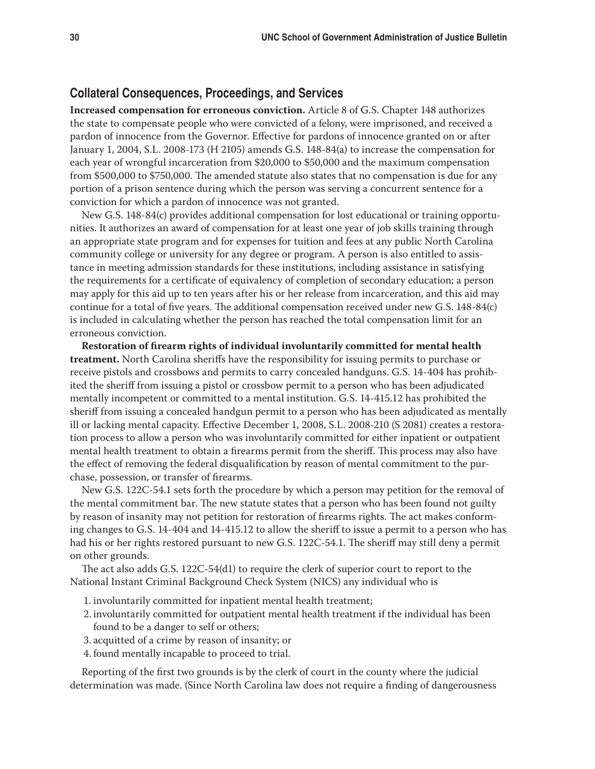## Collateral Consequences, Proceedings, and Services

**Increased compensation for erroneous conviction.** Article 8 of G.S. Chapter 148 authorizes the state to compensate people who were convicted of a felony, were imprisoned, and received a pardon of innocence from the Governor. Effective for pardons of innocence granted on or after January 1, 2004, S.L. 2008-173 (H 2105) amends G.S. 148-84(a) to increase the compensation for each year of wrongful incarceration from $20,000 to $50,000 and the maximum compensation from $500,000 to $750,000. The amended statute also states that no compensation is due for any portion of a prison sentence during which the person was serving a concurrent sentence for a conviction for which a pardon of innocence was not granted.

New G.S. 148-84(c) provides additional compensation for lost educational or training opportunities. It authorizes an award of compensation for at least one year of job skills training through an appropriate state program and for expenses for tuition and fees at any public North Carolina community college or university for any degree or program. A person is also entitled to assistance in meeting admission standards for these institutions, including assistance in satisfying the requirements for a certificate of equivalency of completion of secondary education; a person may apply for this aid up to ten years after his or her release from incarceration, and this aid may continue for a total of five years. The additional compensation received under new G.S. 148-84(c) is included in calculating whether the person has reached the total compensation limit for an erroneous conviction.

**Restoration of firearm rights of individual involuntarily committed for mental health treatment.** North Carolina sheriffs have the responsibility for issuing permits to purchase or receive pistols and crossbows and permits to carry concealed handguns. G.S. 14-404 has prohibited the sheriff from issuing a pistol or crossbow permit to a person who has been adjudicated mentally incompetent or committed to a mental institution. G.S. 14-415.12 has prohibited the sheriff from issuing a concealed handgun permit to a person who has been adjudicated as mentally ill or lacking mental capacity. Effective December 1, 2008, S.L. 2008-210 (S 2081) creates a restoration process to allow a person who was involuntarily committed for either inpatient or outpatient mental health treatment to obtain a firearms permit from the sheriff. This process may also have the effect of removing the federal disqualification by reason of mental commitment to the purchase, possession, or transfer of firearms.

New G.S. 122C-54.1 sets forth the procedure by which a person may petition for the removal of the mental commitment bar. The new statute states that a person who has been found not guilty by reason of insanity may not petition for restoration of firearms rights. The act makes conforming changes to G.S. 14-404 and 14-415.12 to allow the sheriff to issue a permit to a person who has had his or her rights restored pursuant to new G.S. 122C-54.1. The sheriff may still deny a permit on other grounds.

The act also adds G.S. 122C-54(d1) to require the clerk of superior court to report to the National Instant Criminal Background Check System (NICS) any individual who is

1. involuntarily committed for inpatient mental health treatment;
2. involuntarily committed for outpatient mental health treatment if the individual has been found to be a danger to self or others;
3. acquitted of a crime by reason of insanity; or
4. found mentally incapable to proceed to trial.

Reporting of the first two grounds is by the clerk of court in the county where the judicial determination was made. (Since North Carolina law does not require a finding of dangerousness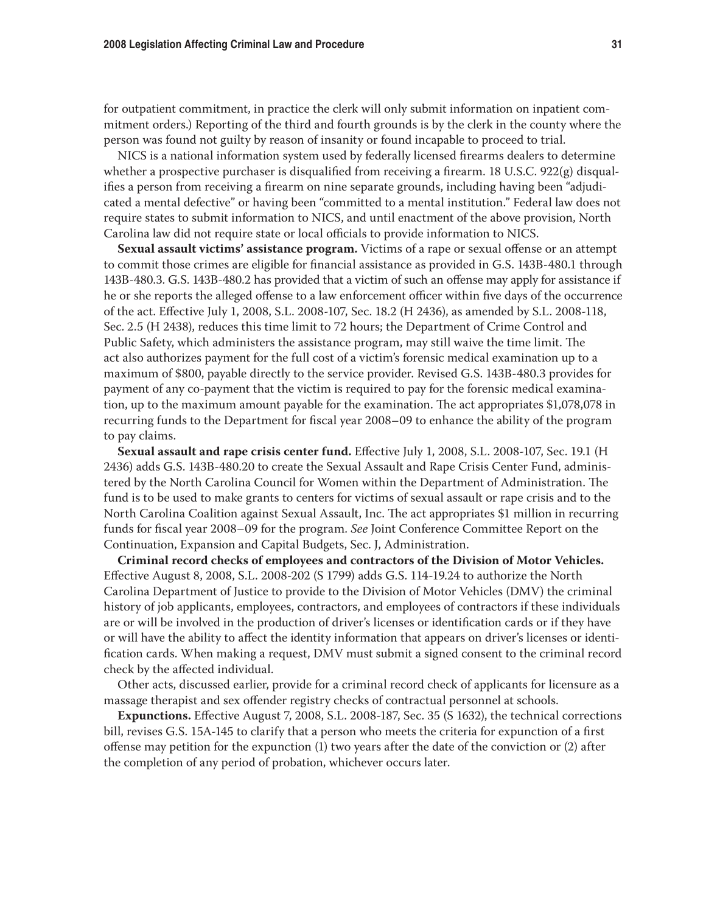for outpatient commitment, in practice the clerk will only submit information on inpatient commitment orders.) Reporting of the third and fourth grounds is by the clerk in the county where the person was found not guilty by reason of insanity or found incapable to proceed to trial.

NICS is a national information system used by federally licensed firearms dealers to determine whether a prospective purchaser is disqualified from receiving a firearm. 18 U.S.C. 922(g) disqualifies a person from receiving a firearm on nine separate grounds, including having been "adjudicated a mental defective" or having been "committed to a mental institution." Federal law does not require states to submit information to NICS, and until enactment of the above provision, North Carolina law did not require state or local officials to provide information to NICS.

**Sexual assault victims' assistance program.** Victims of a rape or sexual offense or an attempt to commit those crimes are eligible for financial assistance as provided in G.S. 143B-480.1 through 143B-480.3. G.S. 143B-480.2 has provided that a victim of such an offense may apply for assistance if he or she reports the alleged offense to a law enforcement officer within five days of the occurrence of the act. Effective July 1, 2008, S.L. 2008-107, Sec. 18.2 (H 2436), as amended by S.L. 2008-118, Sec. 2.5 (H 2438), reduces this time limit to 72 hours; the Department of Crime Control and Public Safety, which administers the assistance program, may still waive the time limit. The act also authorizes payment for the full cost of a victim's forensic medical examination up to a maximum of $800, payable directly to the service provider. Revised G.S. 143B-480.3 provides for payment of any co-payment that the victim is required to pay for the forensic medical examination, up to the maximum amount payable for the examination. The act appropriates $1,078,078 in recurring funds to the Department for fiscal year 2008–09 to enhance the ability of the program to pay claims.

**Sexual assault and rape crisis center fund.** Effective July 1, 2008, S.L. 2008-107, Sec. 19.1 (H 2436) adds G.S. 143B-480.20 to create the Sexual Assault and Rape Crisis Center Fund, administered by the North Carolina Council for Women within the Department of Administration. The fund is to be used to make grants to centers for victims of sexual assault or rape crisis and to the North Carolina Coalition against Sexual Assault, Inc. The act appropriates $1 million in recurring funds for fiscal year 2008–09 for the program. *See* Joint Conference Committee Report on the Continuation, Expansion and Capital Budgets, Sec. J, Administration.

**Criminal record checks of employees and contractors of the Division of Motor Vehicles.** Effective August 8, 2008, S.L. 2008-202 (S 1799) adds G.S. 114-19.24 to authorize the North Carolina Department of Justice to provide to the Division of Motor Vehicles (DMV) the criminal history of job applicants, employees, contractors, and employees of contractors if these individuals are or will be involved in the production of driver's licenses or identification cards or if they have or will have the ability to affect the identity information that appears on driver's licenses or identification cards. When making a request, DMV must submit a signed consent to the criminal record check by the affected individual.

Other acts, discussed earlier, provide for a criminal record check of applicants for licensure as a massage therapist and sex offender registry checks of contractual personnel at schools.

**Expunctions.** Effective August 7, 2008, S.L. 2008-187, Sec. 35 (S 1632), the technical corrections bill, revises G.S. 15A-145 to clarify that a person who meets the criteria for expunction of a first offense may petition for the expunction (1) two years after the date of the conviction or (2) after the completion of any period of probation, whichever occurs later.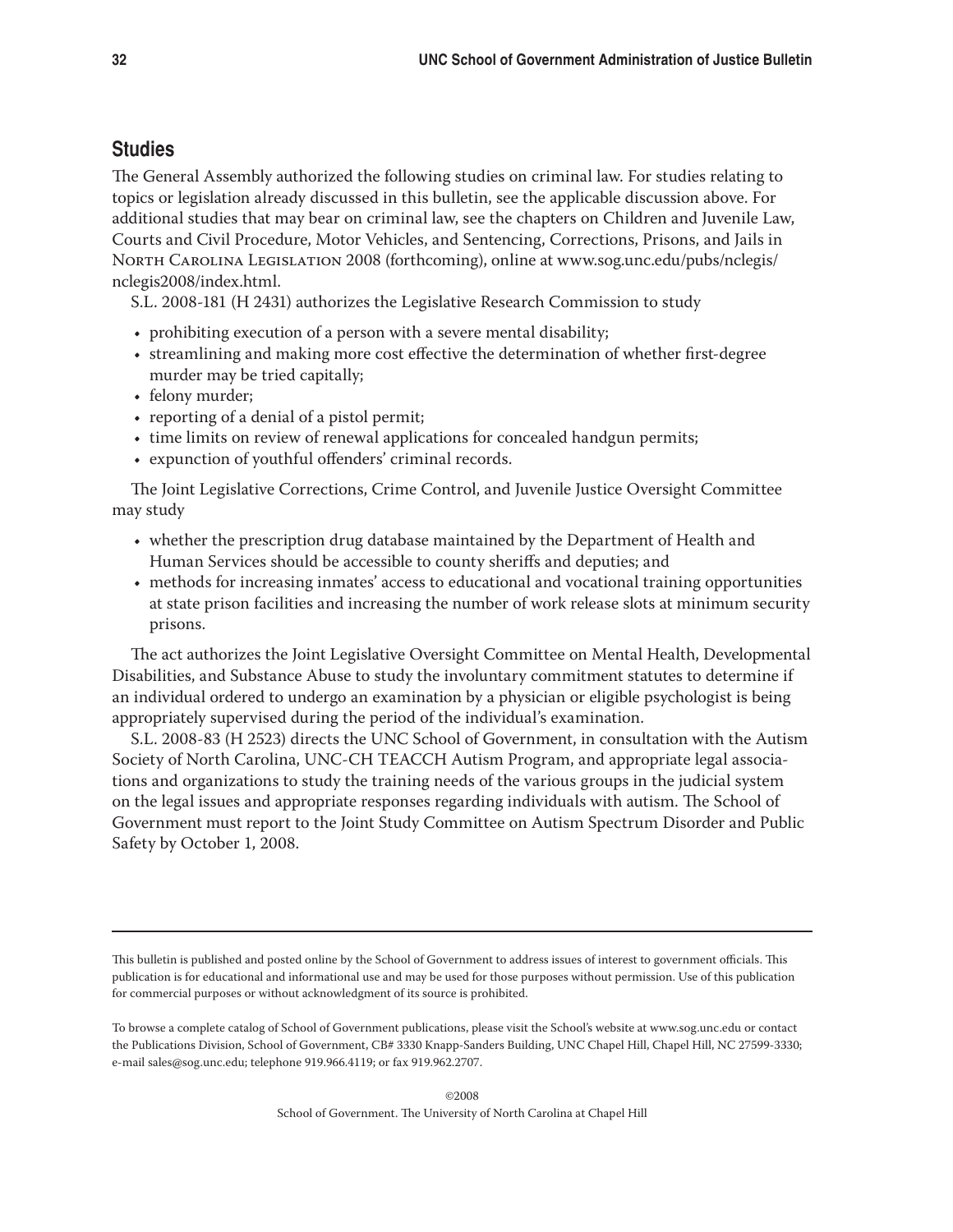## Studies

The General Assembly authorized the following studies on criminal law. For studies relating to topics or legislation already discussed in this bulletin, see the applicable discussion above. For additional studies that may bear on criminal law, see the chapters on Children and Juvenile Law, Courts and Civil Procedure, Motor Vehicles, and Sentencing, Corrections, Prisons, and Jails in North Carolina Legislation 2008 (forthcoming), online at www.sog.unc.edu/pubs/nclegis/nclegis2008/index.html.

S.L. 2008-181 (H 2431) authorizes the Legislative Research Commission to study

- prohibiting execution of a person with a severe mental disability;
- streamlining and making more cost effective the determination of whether first-degree murder may be tried capitally;
- felony murder;
- reporting of a denial of a pistol permit;
- time limits on review of renewal applications for concealed handgun permits;
- expunction of youthful offenders' criminal records.

The Joint Legislative Corrections, Crime Control, and Juvenile Justice Oversight Committee may study

- whether the prescription drug database maintained by the Department of Health and Human Services should be accessible to county sheriffs and deputies; and
- methods for increasing inmates' access to educational and vocational training opportunities at state prison facilities and increasing the number of work release slots at minimum security prisons.

The act authorizes the Joint Legislative Oversight Committee on Mental Health, Developmental Disabilities, and Substance Abuse to study the involuntary commitment statutes to determine if an individual ordered to undergo an examination by a physician or eligible psychologist is being appropriately supervised during the period of the individual's examination.

S.L. 2008-83 (H 2523) directs the UNC School of Government, in consultation with the Autism Society of North Carolina, UNC-CH TEACCH Autism Program, and appropriate legal associations and organizations to study the training needs of the various groups in the judicial system on the legal issues and appropriate responses regarding individuals with autism. The School of Government must report to the Joint Study Committee on Autism Spectrum Disorder and Public Safety by October 1, 2008.

---

This bulletin is published and posted online by the School of Government to address issues of interest to government officials. This publication is for educational and informational use and may be used for those purposes without permission. Use of this publication for commercial purposes or without acknowledgment of its source is prohibited.

To browse a complete catalog of School of Government publications, please visit the School's website at www.sog.unc.edu or contact the Publications Division, School of Government, CB# 3330 Knapp-Sanders Building, UNC Chapel Hill, Chapel Hill, NC 27599-3330; e-mail sales@sog.unc.edu; telephone 919.966.4119; or fax 919.962.2707.

©2008
School of Government. The University of North Carolina at Chapel Hill